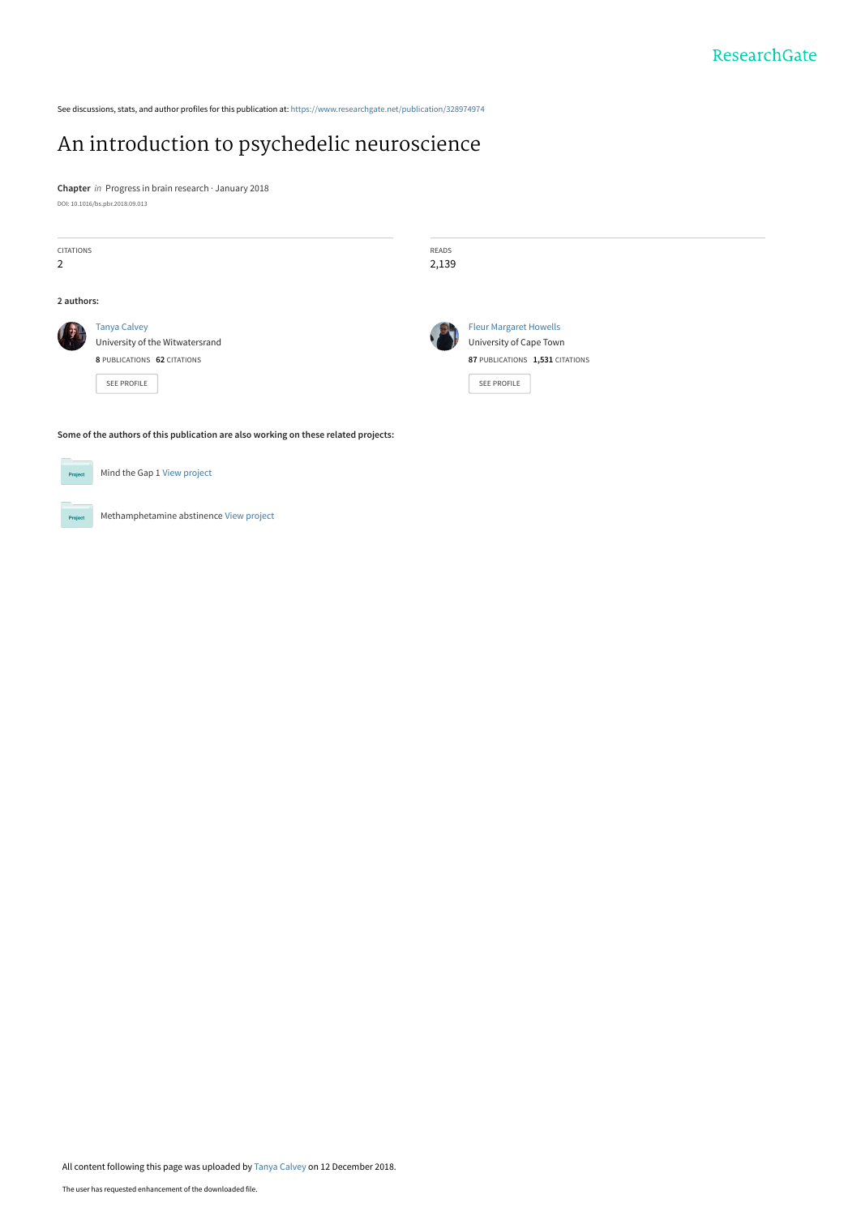See discussions, stats, and author profiles for this publication at: https://www.researchgate.net/publication/328974974

# An introduction to psychedelic neuroscience

**Chapter** *in* Progress in brain research · January 2018

DOI: 10.1016/bs.pbr.2018.09.013

| CITATIONS | READS |
| --- | --- |
| 2 | 2,139 |

**2 authors:**

Tanya Calvey
University of the Witwatersrand
**8** PUBLICATIONS **62** CITATIONS
SEE PROFILE

Fleur Margaret Howells
University of Cape Town
**87** PUBLICATIONS **1,531** CITATIONS
SEE PROFILE

**Some of the authors of this publication are also working on these related projects:**

Mind the Gap 1 View project

Methamphetamine abstinence View project

All content following this page was uploaded by Tanya Calvey on 12 December 2018.

The user has requested enhancement of the downloaded file.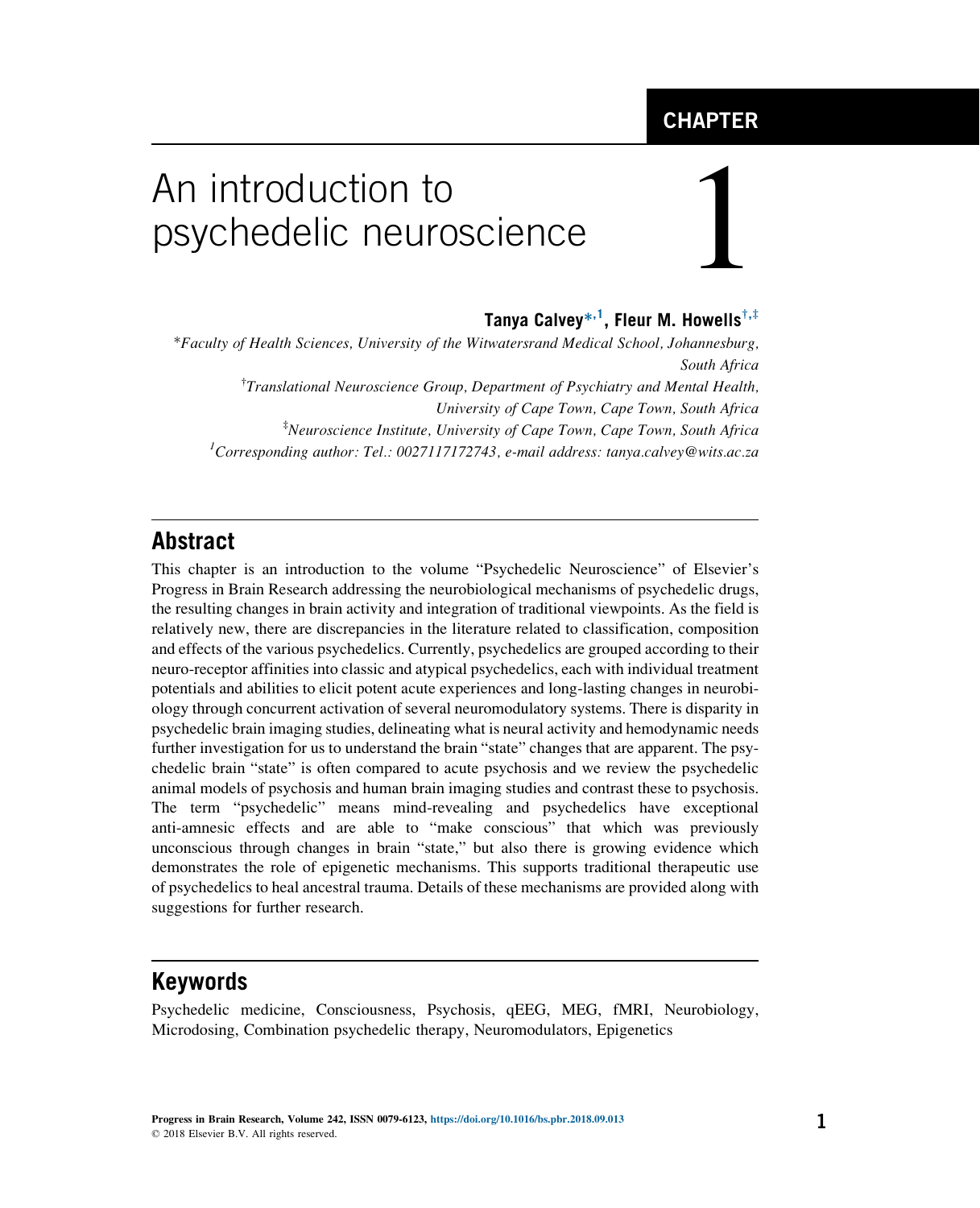CHAPTER

# An introduction to psychedelic neuroscience

# 1

**Tanya Calvey*[,1], Fleur M. Howells[†,‡]**

*Faculty of Health Sciences, University of the Witwatersrand Medical School, Johannesburg, South Africa*

[†]*Translational Neuroscience Group, Department of Psychiatry and Mental Health, University of Cape Town, Cape Town, South Africa*

[‡]*Neuroscience Institute, University of Cape Town, Cape Town, South Africa*

[1]*Corresponding author: Tel.: 0027117172743, e-mail address: tanya.calvey@wits.ac.za*

## Abstract

This chapter is an introduction to the volume "Psychedelic Neuroscience" of Elsevier's Progress in Brain Research addressing the neurobiological mechanisms of psychedelic drugs, the resulting changes in brain activity and integration of traditional viewpoints. As the field is relatively new, there are discrepancies in the literature related to classification, composition and effects of the various psychedelics. Currently, psychedelics are grouped according to their neuro-receptor affinities into classic and atypical psychedelics, each with individual treatment potentials and abilities to elicit potent acute experiences and long-lasting changes in neurobiology through concurrent activation of several neuromodulatory systems. There is disparity in psychedelic brain imaging studies, delineating what is neural activity and hemodynamic needs further investigation for us to understand the brain "state" changes that are apparent. The psychedelic brain "state" is often compared to acute psychosis and we review the psychedelic animal models of psychosis and human brain imaging studies and contrast these to psychosis. The term "psychedelic" means mind-revealing and psychedelics have exceptional anti-amnesic effects and are able to "make conscious" that which was previously unconscious through changes in brain "state," but also there is growing evidence which demonstrates the role of epigenetic mechanisms. This supports traditional therapeutic use of psychedelics to heal ancestral trauma. Details of these mechanisms are provided along with suggestions for further research.

## Keywords

Psychedelic medicine, Consciousness, Psychosis, qEEG, MEG, fMRI, Neurobiology, Microdosing, Combination psychedelic therapy, Neuromodulators, Epigenetics

Progress in Brain Research, Volume 242, ISSN 0079-6123, https://doi.org/10.1016/bs.pbr.2018.09.013
© 2018 Elsevier B.V. All rights reserved.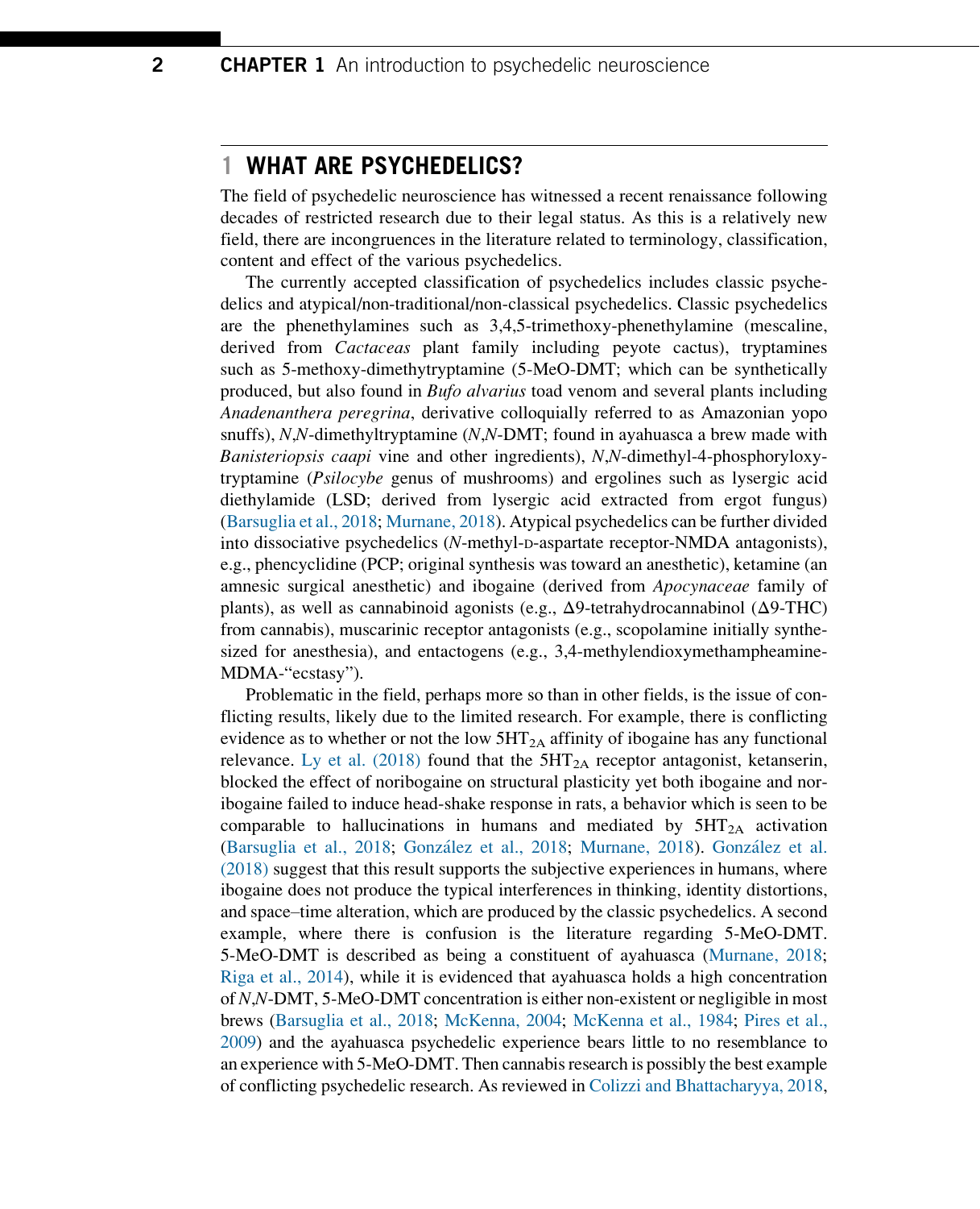## 1 WHAT ARE PSYCHEDELICS?

The field of psychedelic neuroscience has witnessed a recent renaissance following decades of restricted research due to their legal status. As this is a relatively new field, there are incongruences in the literature related to terminology, classification, content and effect of the various psychedelics.

The currently accepted classification of psychedelics includes classic psychedelics and atypical/non-traditional/non-classical psychedelics. Classic psychedelics are the phenethylamines such as 3,4,5-trimethoxy-phenethylamine (mescaline, derived from *Cactaceas* plant family including peyote cactus), tryptamines such as 5-methoxy-dimethytryptamine (5-MeO-DMT; which can be synthetically produced, but also found in *Bufo alvarius* toad venom and several plants including *Anadenanthera peregrina*, derivative colloquially referred to as Amazonian yopo snuffs), *N*,*N*-dimethyltryptamine (*N*,*N*-DMT; found in ayahuasca a brew made with *Banisteriopsis caapi* vine and other ingredients), *N*,*N*-dimethyl-4-phosphoryloxy-tryptamine (*Psilocybe* genus of mushrooms) and ergolines such as lysergic acid diethylamide (LSD; derived from lysergic acid extracted from ergot fungus) (Barsuglia et al., 2018; Murnane, 2018). Atypical psychedelics can be further divided into dissociative psychedelics (*N*-methyl-D-aspartate receptor-NMDA antagonists), e.g., phencyclidine (PCP; original synthesis was toward an anesthetic), ketamine (an amnesic surgical anesthetic) and ibogaine (derived from *Apocynaceae* family of plants), as well as cannabinoid agonists (e.g., Δ9-tetrahydrocannabinol (Δ9-THC) from cannabis), muscarinic receptor antagonists (e.g., scopolamine initially synthesized for anesthesia), and entactogens (e.g., 3,4-methylendioxymethampheamine-MDMA-"ecstasy").

Problematic in the field, perhaps more so than in other fields, is the issue of conflicting results, likely due to the limited research. For example, there is conflicting evidence as to whether or not the low $5HT_{2A}$ affinity of ibogaine has any functional relevance. Ly et al. (2018) found that the $5HT_{2A}$ receptor antagonist, ketanserin, blocked the effect of noribogaine on structural plasticity yet both ibogaine and noribogaine failed to induce head-shake response in rats, a behavior which is seen to be comparable to hallucinations in humans and mediated by $5HT_{2A}$ activation (Barsuglia et al., 2018; González et al., 2018; Murnane, 2018). González et al. (2018) suggest that this result supports the subjective experiences in humans, where ibogaine does not produce the typical interferences in thinking, identity distortions, and space–time alteration, which are produced by the classic psychedelics. A second example, where there is confusion is the literature regarding 5-MeO-DMT. 5-MeO-DMT is described as being a constituent of ayahuasca (Murnane, 2018; Riga et al., 2014), while it is evidenced that ayahuasca holds a high concentration of *N*,*N*-DMT, 5-MeO-DMT concentration is either non-existent or negligible in most brews (Barsuglia et al., 2018; McKenna, 2004; McKenna et al., 1984; Pires et al., 2009) and the ayahuasca psychedelic experience bears little to no resemblance to an experience with 5-MeO-DMT. Then cannabis research is possibly the best example of conflicting psychedelic research. As reviewed in Colizzi and Bhattacharyya, 2018,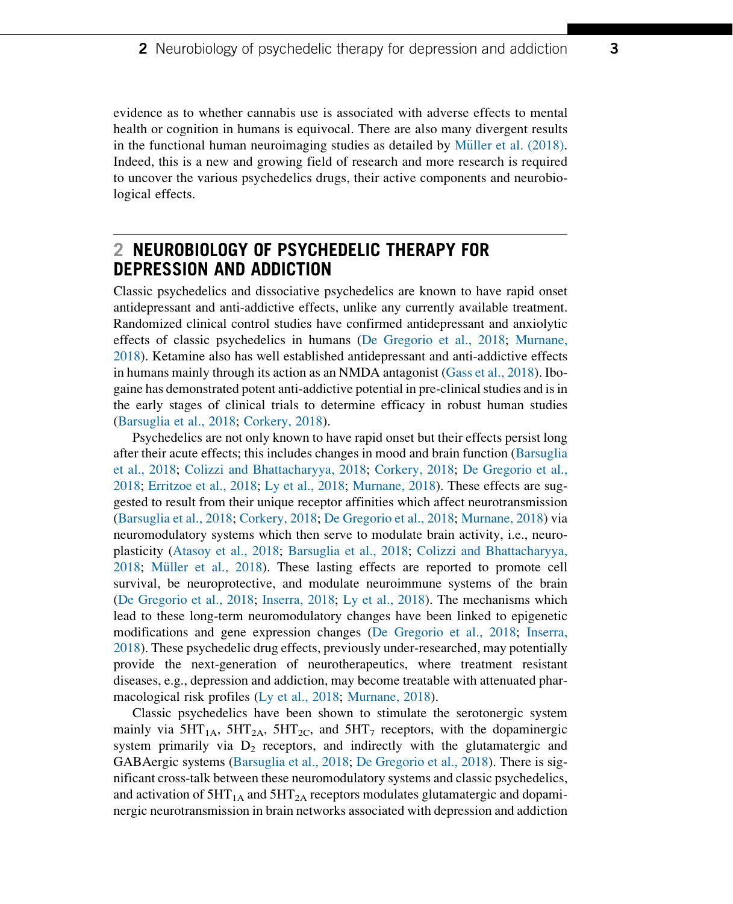evidence as to whether cannabis use is associated with adverse effects to mental health or cognition in humans is equivocal. There are also many divergent results in the functional human neuroimaging studies as detailed by Müller et al. (2018). Indeed, this is a new and growing field of research and more research is required to uncover the various psychedelics drugs, their active components and neurobiological effects.

## 2 NEUROBIOLOGY OF PSYCHEDELIC THERAPY FOR DEPRESSION AND ADDICTION

Classic psychedelics and dissociative psychedelics are known to have rapid onset antidepressant and anti-addictive effects, unlike any currently available treatment. Randomized clinical control studies have confirmed antidepressant and anxiolytic effects of classic psychedelics in humans (De Gregorio et al., 2018; Murnane, 2018). Ketamine also has well established antidepressant and anti-addictive effects in humans mainly through its action as an NMDA antagonist (Gass et al., 2018). Ibogaine has demonstrated potent anti-addictive potential in pre-clinical studies and is in the early stages of clinical trials to determine efficacy in robust human studies (Barsuglia et al., 2018; Corkery, 2018).

Psychedelics are not only known to have rapid onset but their effects persist long after their acute effects; this includes changes in mood and brain function (Barsuglia et al., 2018; Colizzi and Bhattacharyya, 2018; Corkery, 2018; De Gregorio et al., 2018; Erritzoe et al., 2018; Ly et al., 2018; Murnane, 2018). These effects are suggested to result from their unique receptor affinities which affect neurotransmission (Barsuglia et al., 2018; Corkery, 2018; De Gregorio et al., 2018; Murnane, 2018) via neuromodulatory systems which then serve to modulate brain activity, i.e., neuroplasticity (Atasoy et al., 2018; Barsuglia et al., 2018; Colizzi and Bhattacharyya, 2018; Müller et al., 2018). These lasting effects are reported to promote cell survival, be neuroprotective, and modulate neuroimmune systems of the brain (De Gregorio et al., 2018; Inserra, 2018; Ly et al., 2018). The mechanisms which lead to these long-term neuromodulatory changes have been linked to epigenetic modifications and gene expression changes (De Gregorio et al., 2018; Inserra, 2018). These psychedelic drug effects, previously under-researched, may potentially provide the next-generation of neurotherapeutics, where treatment resistant diseases, e.g., depression and addiction, may become treatable with attenuated pharmacological risk profiles (Ly et al., 2018; Murnane, 2018).

Classic psychedelics have been shown to stimulate the serotonergic system mainly via $5HT_{1A}$, $5HT_{2A}$, $5HT_{2C}$, and $5HT_7$ receptors, with the dopaminergic system primarily via $D_2$ receptors, and indirectly with the glutamatergic and GABAergic systems (Barsuglia et al., 2018; De Gregorio et al., 2018). There is significant cross-talk between these neuromodulatory systems and classic psychedelics, and activation of $5HT_{1A}$ and $5HT_{2A}$ receptors modulates glutamatergic and dopaminergic neurotransmission in brain networks associated with depression and addiction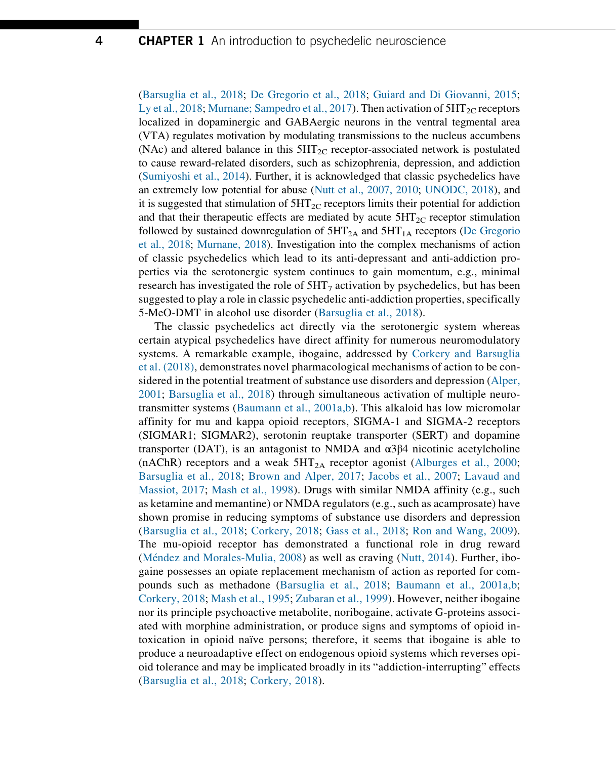(Barsuglia et al., 2018; De Gregorio et al., 2018; Guiard and Di Giovanni, 2015; Ly et al., 2018; Murnane; Sampedro et al., 2017). Then activation of $5HT_{2C}$ receptors localized in dopaminergic and GABAergic neurons in the ventral tegmental area (VTA) regulates motivation by modulating transmissions to the nucleus accumbens (NAc) and altered balance in this $5HT_{2C}$ receptor-associated network is postulated to cause reward-related disorders, such as schizophrenia, depression, and addiction (Sumiyoshi et al., 2014). Further, it is acknowledged that classic psychedelics have an extremely low potential for abuse (Nutt et al., 2007, 2010; UNODC, 2018), and it is suggested that stimulation of $5HT_{2C}$ receptors limits their potential for addiction and that their therapeutic effects are mediated by acute $5HT_{2C}$ receptor stimulation followed by sustained downregulation of $5HT_{2A}$ and $5HT_{1A}$ receptors (De Gregorio et al., 2018; Murnane, 2018). Investigation into the complex mechanisms of action of classic psychedelics which lead to its anti-depressant and anti-addiction properties via the serotonergic system continues to gain momentum, e.g., minimal research has investigated the role of $5HT_7$ activation by psychedelics, but has been suggested to play a role in classic psychedelic anti-addiction properties, specifically 5-MeO-DMT in alcohol use disorder (Barsuglia et al., 2018).

The classic psychedelics act directly via the serotonergic system whereas certain atypical psychedelics have direct affinity for numerous neuromodulatory systems. A remarkable example, ibogaine, addressed by Corkery and Barsuglia et al. (2018), demonstrates novel pharmacological mechanisms of action to be considered in the potential treatment of substance use disorders and depression (Alper, 2001; Barsuglia et al., 2018) through simultaneous activation of multiple neurotransmitter systems (Baumann et al., 2001a,b). This alkaloid has low micromolar affinity for mu and kappa opioid receptors, SIGMA-1 and SIGMA-2 receptors (SIGMAR1; SIGMAR2), serotonin reuptake transporter (SERT) and dopamine transporter (DAT), is an antagonist to NMDA and $\alpha3\beta4$ nicotinic acetylcholine (nAChR) receptors and a weak $5HT_{2A}$ receptor agonist (Alburges et al., 2000; Barsuglia et al., 2018; Brown and Alper, 2017; Jacobs et al., 2007; Lavaud and Massiot, 2017; Mash et al., 1998). Drugs with similar NMDA affinity (e.g., such as ketamine and memantine) or NMDA regulators (e.g., such as acamprosate) have shown promise in reducing symptoms of substance use disorders and depression (Barsuglia et al., 2018; Corkery, 2018; Gass et al., 2018; Ron and Wang, 2009). The mu-opioid receptor has demonstrated a functional role in drug reward (Méndez and Morales-Mulia, 2008) as well as craving (Nutt, 2014). Further, ibogaine possesses an opiate replacement mechanism of action as reported for compounds such as methadone (Barsuglia et al., 2018; Baumann et al., 2001a,b; Corkery, 2018; Mash et al., 1995; Zubaran et al., 1999). However, neither ibogaine nor its principle psychoactive metabolite, noribogaine, activate G-proteins associated with morphine administration, or produce signs and symptoms of opioid intoxication in opioid naïve persons; therefore, it seems that ibogaine is able to produce a neuroadaptive effect on endogenous opioid systems which reverses opioid tolerance and may be implicated broadly in its "addiction-interrupting" effects (Barsuglia et al., 2018; Corkery, 2018).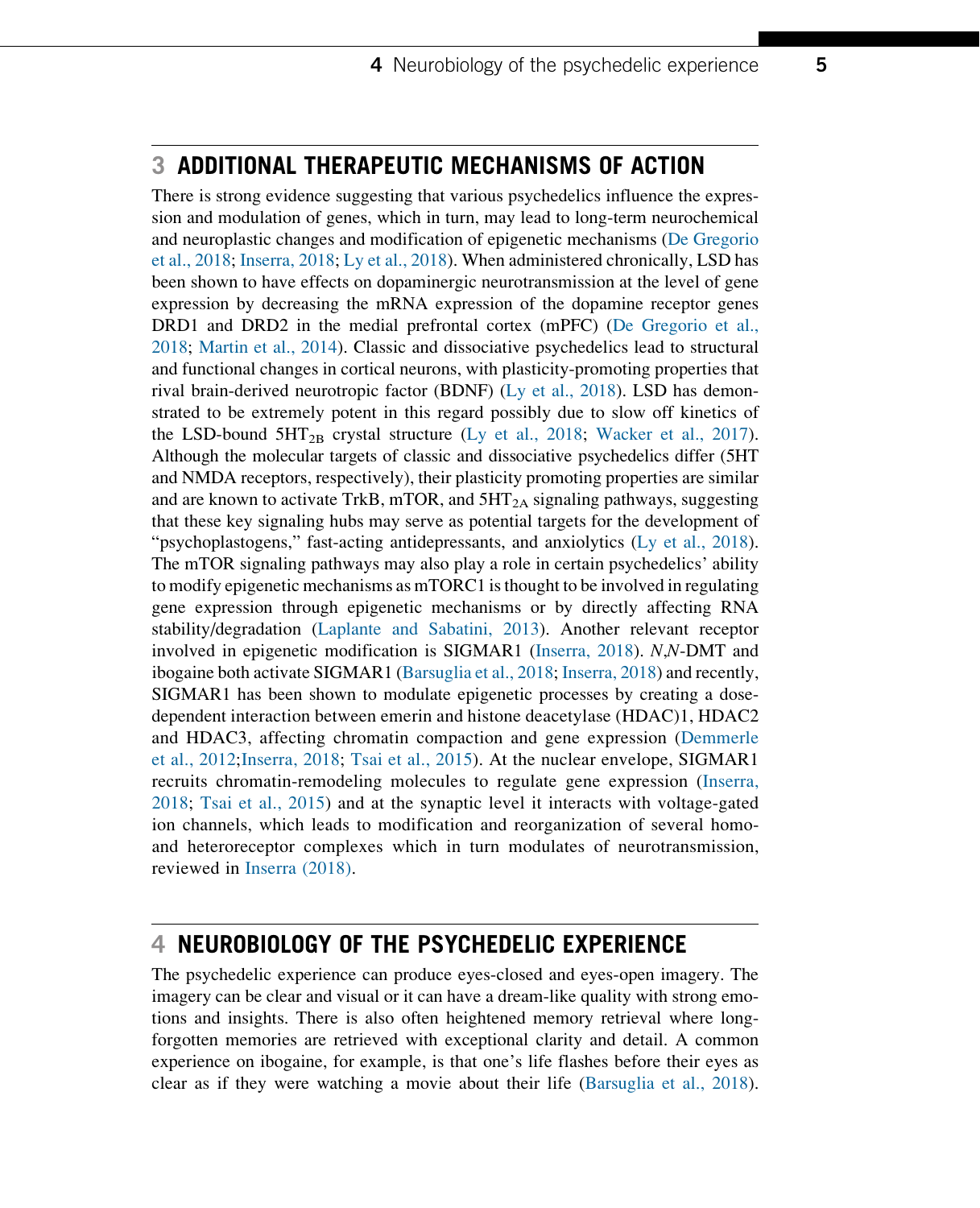## 3 ADDITIONAL THERAPEUTIC MECHANISMS OF ACTION

There is strong evidence suggesting that various psychedelics influence the expression and modulation of genes, which in turn, may lead to long-term neurochemical and neuroplastic changes and modification of epigenetic mechanisms (De Gregorio et al., 2018; Inserra, 2018; Ly et al., 2018). When administered chronically, LSD has been shown to have effects on dopaminergic neurotransmission at the level of gene expression by decreasing the mRNA expression of the dopamine receptor genes DRD1 and DRD2 in the medial prefrontal cortex (mPFC) (De Gregorio et al., 2018; Martin et al., 2014). Classic and dissociative psychedelics lead to structural and functional changes in cortical neurons, with plasticity-promoting properties that rival brain-derived neurotropic factor (BDNF) (Ly et al., 2018). LSD has demonstrated to be extremely potent in this regard possibly due to slow off kinetics of the LSD-bound $5HT_{2B}$ crystal structure (Ly et al., 2018; Wacker et al., 2017). Although the molecular targets of classic and dissociative psychedelics differ (5HT and NMDA receptors, respectively), their plasticity promoting properties are similar and are known to activate TrkB, mTOR, and $5HT_{2A}$ signaling pathways, suggesting that these key signaling hubs may serve as potential targets for the development of "psychoplastogens," fast-acting antidepressants, and anxiolytics (Ly et al., 2018). The mTOR signaling pathways may also play a role in certain psychedelics' ability to modify epigenetic mechanisms as mTORC1 is thought to be involved in regulating gene expression through epigenetic mechanisms or by directly affecting RNA stability/degradation (Laplante and Sabatini, 2013). Another relevant receptor involved in epigenetic modification is SIGMAR1 (Inserra, 2018). *N*,*N*-DMT and ibogaine both activate SIGMAR1 (Barsuglia et al., 2018; Inserra, 2018) and recently, SIGMAR1 has been shown to modulate epigenetic processes by creating a dose-dependent interaction between emerin and histone deacetylase (HDAC)1, HDAC2 and HDAC3, affecting chromatin compaction and gene expression (Demmerle et al., 2012;Inserra, 2018; Tsai et al., 2015). At the nuclear envelope, SIGMAR1 recruits chromatin-remodeling molecules to regulate gene expression (Inserra, 2018; Tsai et al., 2015) and at the synaptic level it interacts with voltage-gated ion channels, which leads to modification and reorganization of several homo- and heteroreceptor complexes which in turn modulates of neurotransmission, reviewed in Inserra (2018).

## 4 NEUROBIOLOGY OF THE PSYCHEDELIC EXPERIENCE

The psychedelic experience can produce eyes-closed and eyes-open imagery. The imagery can be clear and visual or it can have a dream-like quality with strong emotions and insights. There is also often heightened memory retrieval where long-forgotten memories are retrieved with exceptional clarity and detail. A common experience on ibogaine, for example, is that one's life flashes before their eyes as clear as if they were watching a movie about their life (Barsuglia et al., 2018).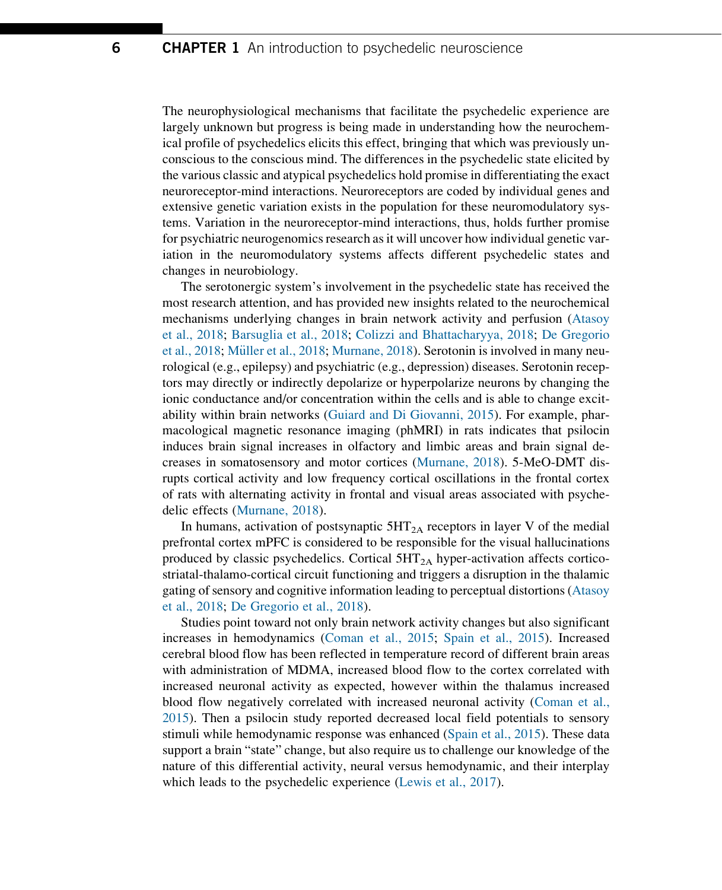The neurophysiological mechanisms that facilitate the psychedelic experience are largely unknown but progress is being made in understanding how the neurochemical profile of psychedelics elicits this effect, bringing that which was previously unconscious to the conscious mind. The differences in the psychedelic state elicited by the various classic and atypical psychedelics hold promise in differentiating the exact neuroreceptor-mind interactions. Neuroreceptors are coded by individual genes and extensive genetic variation exists in the population for these neuromodulatory systems. Variation in the neuroreceptor-mind interactions, thus, holds further promise for psychiatric neurogenomics research as it will uncover how individual genetic variation in the neuromodulatory systems affects different psychedelic states and changes in neurobiology.

The serotonergic system's involvement in the psychedelic state has received the most research attention, and has provided new insights related to the neurochemical mechanisms underlying changes in brain network activity and perfusion (Atasoy et al., 2018; Barsuglia et al., 2018; Colizzi and Bhattacharyya, 2018; De Gregorio et al., 2018; Müller et al., 2018; Murnane, 2018). Serotonin is involved in many neurological (e.g., epilepsy) and psychiatric (e.g., depression) diseases. Serotonin receptors may directly or indirectly depolarize or hyperpolarize neurons by changing the ionic conductance and/or concentration within the cells and is able to change excitability within brain networks (Guiard and Di Giovanni, 2015). For example, pharmacological magnetic resonance imaging (phMRI) in rats indicates that psilocin induces brain signal increases in olfactory and limbic areas and brain signal decreases in somatosensory and motor cortices (Murnane, 2018). 5-MeO-DMT disrupts cortical activity and low frequency cortical oscillations in the frontal cortex of rats with alternating activity in frontal and visual areas associated with psychedelic effects (Murnane, 2018).

In humans, activation of postsynaptic $5HT_{2A}$ receptors in layer V of the medial prefrontal cortex mPFC is considered to be responsible for the visual hallucinations produced by classic psychedelics. Cortical $5HT_{2A}$ hyper-activation affects cortico-striatal-thalamo-cortical circuit functioning and triggers a disruption in the thalamic gating of sensory and cognitive information leading to perceptual distortions (Atasoy et al., 2018; De Gregorio et al., 2018).

Studies point toward not only brain network activity changes but also significant increases in hemodynamics (Coman et al., 2015; Spain et al., 2015). Increased cerebral blood flow has been reflected in temperature record of different brain areas with administration of MDMA, increased blood flow to the cortex correlated with increased neuronal activity as expected, however within the thalamus increased blood flow negatively correlated with increased neuronal activity (Coman et al., 2015). Then a psilocin study reported decreased local field potentials to sensory stimuli while hemodynamic response was enhanced (Spain et al., 2015). These data support a brain "state" change, but also require us to challenge our knowledge of the nature of this differential activity, neural versus hemodynamic, and their interplay which leads to the psychedelic experience (Lewis et al., 2017).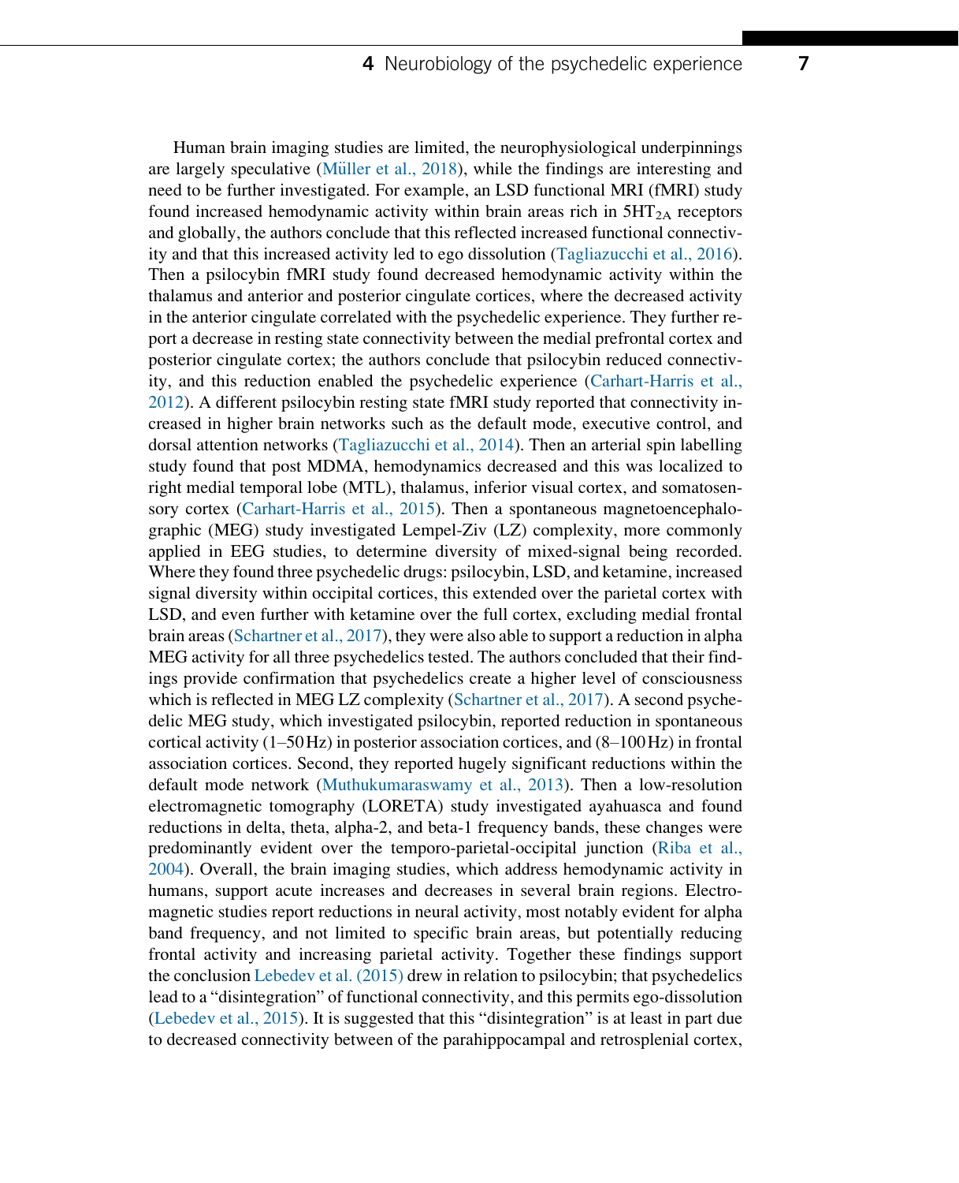Human brain imaging studies are limited, the neurophysiological underpinnings are largely speculative (Müller et al., 2018), while the findings are interesting and need to be further investigated. For example, an LSD functional MRI (fMRI) study found increased hemodynamic activity within brain areas rich in $5HT_{2A}$ receptors and globally, the authors conclude that this reflected increased functional connectivity and that this increased activity led to ego dissolution (Tagliazucchi et al., 2016). Then a psilocybin fMRI study found decreased hemodynamic activity within the thalamus and anterior and posterior cingulate cortices, where the decreased activity in the anterior cingulate correlated with the psychedelic experience. They further report a decrease in resting state connectivity between the medial prefrontal cortex and posterior cingulate cortex; the authors conclude that psilocybin reduced connectivity, and this reduction enabled the psychedelic experience (Carhart-Harris et al., 2012). A different psilocybin resting state fMRI study reported that connectivity increased in higher brain networks such as the default mode, executive control, and dorsal attention networks (Tagliazucchi et al., 2014). Then an arterial spin labelling study found that post MDMA, hemodynamics decreased and this was localized to right medial temporal lobe (MTL), thalamus, inferior visual cortex, and somatosensory cortex (Carhart-Harris et al., 2015). Then a spontaneous magnetoencephalographic (MEG) study investigated Lempel-Ziv (LZ) complexity, more commonly applied in EEG studies, to determine diversity of mixed-signal being recorded. Where they found three psychedelic drugs: psilocybin, LSD, and ketamine, increased signal diversity within occipital cortices, this extended over the parietal cortex with LSD, and even further with ketamine over the full cortex, excluding medial frontal brain areas (Schartner et al., 2017), they were also able to support a reduction in alpha MEG activity for all three psychedelics tested. The authors concluded that their findings provide confirmation that psychedelics create a higher level of consciousness which is reflected in MEG LZ complexity (Schartner et al., 2017). A second psychedelic MEG study, which investigated psilocybin, reported reduction in spontaneous cortical activity (1–50 Hz) in posterior association cortices, and (8–100 Hz) in frontal association cortices. Second, they reported hugely significant reductions within the default mode network (Muthukumaraswamy et al., 2013). Then a low-resolution electromagnetic tomography (LORETA) study investigated ayahuasca and found reductions in delta, theta, alpha-2, and beta-1 frequency bands, these changes were predominantly evident over the temporo-parietal-occipital junction (Riba et al., 2004). Overall, the brain imaging studies, which address hemodynamic activity in humans, support acute increases and decreases in several brain regions. Electromagnetic studies report reductions in neural activity, most notably evident for alpha band frequency, and not limited to specific brain areas, but potentially reducing frontal activity and increasing parietal activity. Together these findings support the conclusion Lebedev et al. (2015) drew in relation to psilocybin; that psychedelics lead to a "disintegration" of functional connectivity, and this permits ego-dissolution (Lebedev et al., 2015). It is suggested that this "disintegration" is at least in part due to decreased connectivity between of the parahippocampal and retrosplenial cortex,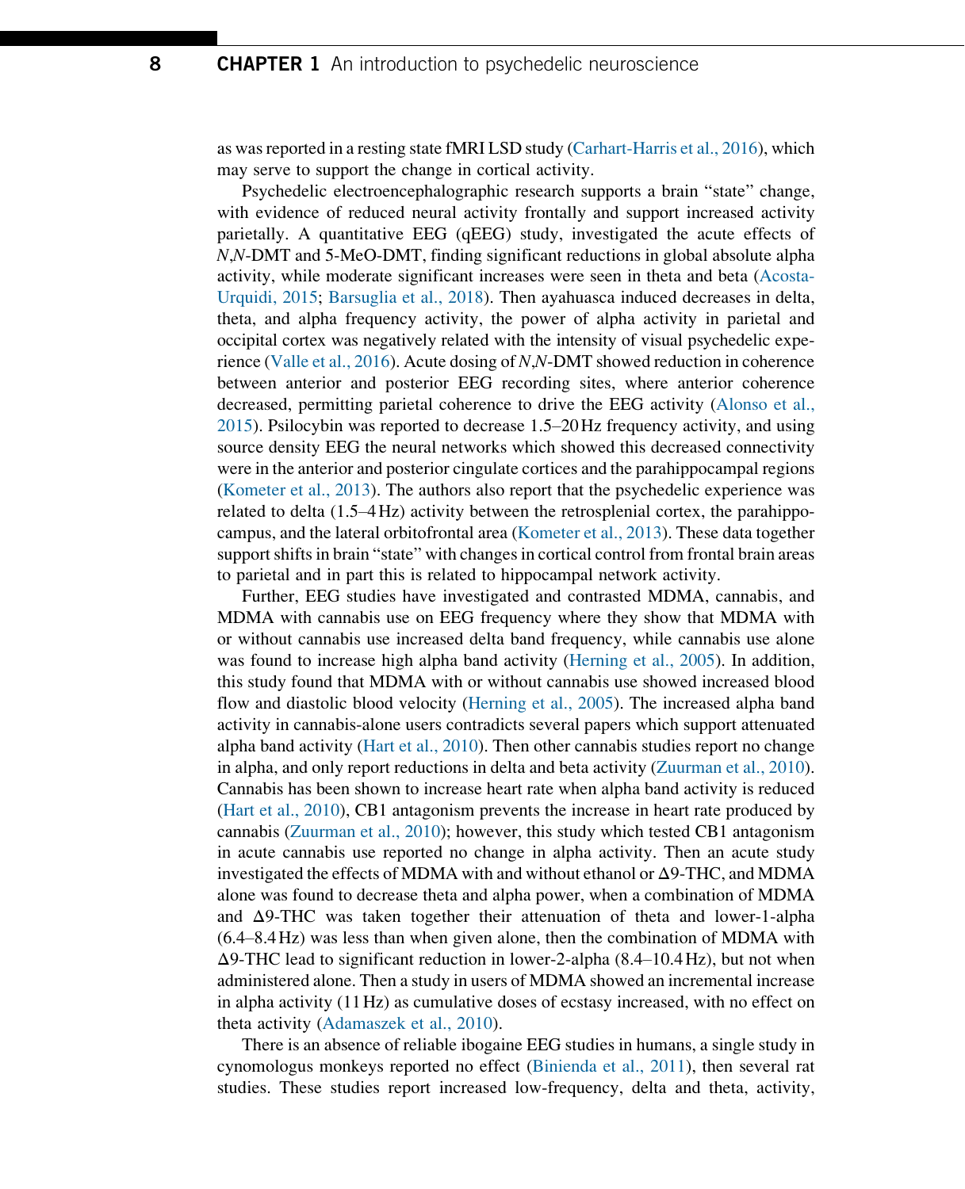as was reported in a resting state fMRI LSD study (Carhart-Harris et al., 2016), which may serve to support the change in cortical activity.

Psychedelic electroencephalographic research supports a brain "state" change, with evidence of reduced neural activity frontally and support increased activity parietally. A quantitative EEG (qEEG) study, investigated the acute effects of *N*,*N*-DMT and 5-MeO-DMT, finding significant reductions in global absolute alpha activity, while moderate significant increases were seen in theta and beta (Acosta-Urquidi, 2015; Barsuglia et al., 2018). Then ayahuasca induced decreases in delta, theta, and alpha frequency activity, the power of alpha activity in parietal and occipital cortex was negatively related with the intensity of visual psychedelic experience (Valle et al., 2016). Acute dosing of *N*,*N*-DMT showed reduction in coherence between anterior and posterior EEG recording sites, where anterior coherence decreased, permitting parietal coherence to drive the EEG activity (Alonso et al., 2015). Psilocybin was reported to decrease 1.5–20 Hz frequency activity, and using source density EEG the neural networks which showed this decreased connectivity were in the anterior and posterior cingulate cortices and the parahippocampal regions (Kometer et al., 2013). The authors also report that the psychedelic experience was related to delta (1.5–4 Hz) activity between the retrosplenial cortex, the parahippocampus, and the lateral orbitofrontal area (Kometer et al., 2013). These data together support shifts in brain "state" with changes in cortical control from frontal brain areas to parietal and in part this is related to hippocampal network activity.

Further, EEG studies have investigated and contrasted MDMA, cannabis, and MDMA with cannabis use on EEG frequency where they show that MDMA with or without cannabis use increased delta band frequency, while cannabis use alone was found to increase high alpha band activity (Herning et al., 2005). In addition, this study found that MDMA with or without cannabis use showed increased blood flow and diastolic blood velocity (Herning et al., 2005). The increased alpha band activity in cannabis-alone users contradicts several papers which support attenuated alpha band activity (Hart et al., 2010). Then other cannabis studies report no change in alpha, and only report reductions in delta and beta activity (Zuurman et al., 2010). Cannabis has been shown to increase heart rate when alpha band activity is reduced (Hart et al., 2010), CB1 antagonism prevents the increase in heart rate produced by cannabis (Zuurman et al., 2010); however, this study which tested CB1 antagonism in acute cannabis use reported no change in alpha activity. Then an acute study investigated the effects of MDMA with and without ethanol or Δ9-THC, and MDMA alone was found to decrease theta and alpha power, when a combination of MDMA and Δ9-THC was taken together their attenuation of theta and lower-1-alpha (6.4–8.4 Hz) was less than when given alone, then the combination of MDMA with Δ9-THC lead to significant reduction in lower-2-alpha (8.4–10.4 Hz), but not when administered alone. Then a study in users of MDMA showed an incremental increase in alpha activity (11 Hz) as cumulative doses of ecstasy increased, with no effect on theta activity (Adamaszek et al., 2010).

There is an absence of reliable ibogaine EEG studies in humans, a single study in cynomologus monkeys reported no effect (Binienda et al., 2011), then several rat studies. These studies report increased low-frequency, delta and theta, activity,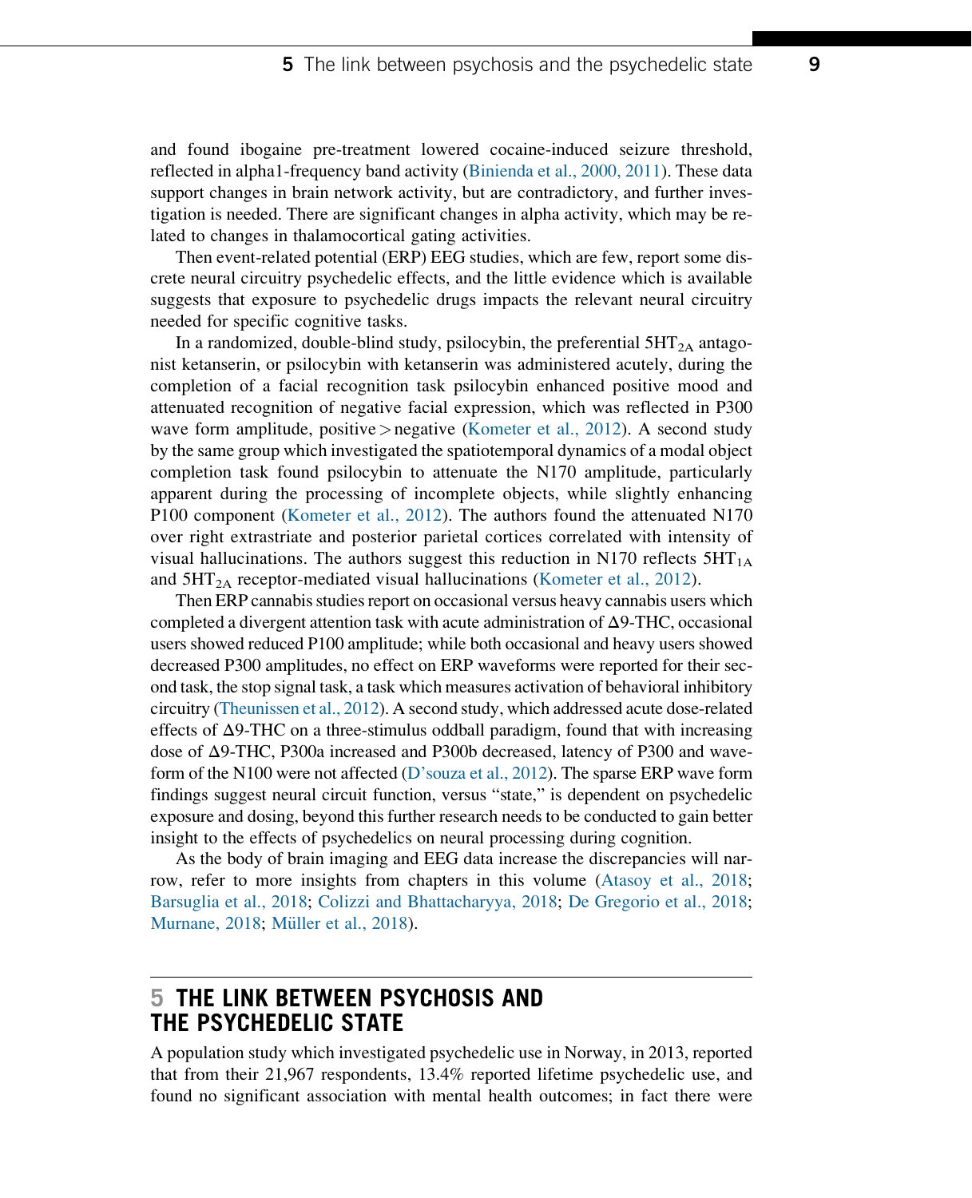and found ibogaine pre-treatment lowered cocaine-induced seizure threshold, reflected in alpha1-frequency band activity (Binienda et al., 2000, 2011). These data support changes in brain network activity, but are contradictory, and further investigation is needed. There are significant changes in alpha activity, which may be related to changes in thalamocortical gating activities.

Then event-related potential (ERP) EEG studies, which are few, report some discrete neural circuitry psychedelic effects, and the little evidence which is available suggests that exposure to psychedelic drugs impacts the relevant neural circuitry needed for specific cognitive tasks.

In a randomized, double-blind study, psilocybin, the preferential $5HT_{2A}$ antagonist ketanserin, or psilocybin with ketanserin was administered acutely, during the completion of a facial recognition task psilocybin enhanced positive mood and attenuated recognition of negative facial expression, which was reflected in P300 wave form amplitude, positive > negative (Kometer et al., 2012). A second study by the same group which investigated the spatiotemporal dynamics of a modal object completion task found psilocybin to attenuate the N170 amplitude, particularly apparent during the processing of incomplete objects, while slightly enhancing P100 component (Kometer et al., 2012). The authors found the attenuated N170 over right extrastriate and posterior parietal cortices correlated with intensity of visual hallucinations. The authors suggest this reduction in N170 reflects $5HT_{1A}$ and $5HT_{2A}$ receptor-mediated visual hallucinations (Kometer et al., 2012).

Then ERP cannabis studies report on occasional versus heavy cannabis users which completed a divergent attention task with acute administration of Δ9-THC, occasional users showed reduced P100 amplitude; while both occasional and heavy users showed decreased P300 amplitudes, no effect on ERP waveforms were reported for their second task, the stop signal task, a task which measures activation of behavioral inhibitory circuitry (Theunissen et al., 2012). A second study, which addressed acute dose-related effects of Δ9-THC on a three-stimulus oddball paradigm, found that with increasing dose of Δ9-THC, P300a increased and P300b decreased, latency of P300 and waveform of the N100 were not affected (D'souza et al., 2012). The sparse ERP wave form findings suggest neural circuit function, versus "state," is dependent on psychedelic exposure and dosing, beyond this further research needs to be conducted to gain better insight to the effects of psychedelics on neural processing during cognition.

As the body of brain imaging and EEG data increase the discrepancies will narrow, refer to more insights from chapters in this volume (Atasoy et al., 2018; Barsuglia et al., 2018; Colizzi and Bhattacharyya, 2018; De Gregorio et al., 2018; Murnane, 2018; Müller et al., 2018).

## 5 THE LINK BETWEEN PSYCHOSIS AND THE PSYCHEDELIC STATE

A population study which investigated psychedelic use in Norway, in 2013, reported that from their 21,967 respondents, 13.4% reported lifetime psychedelic use, and found no significant association with mental health outcomes; in fact there were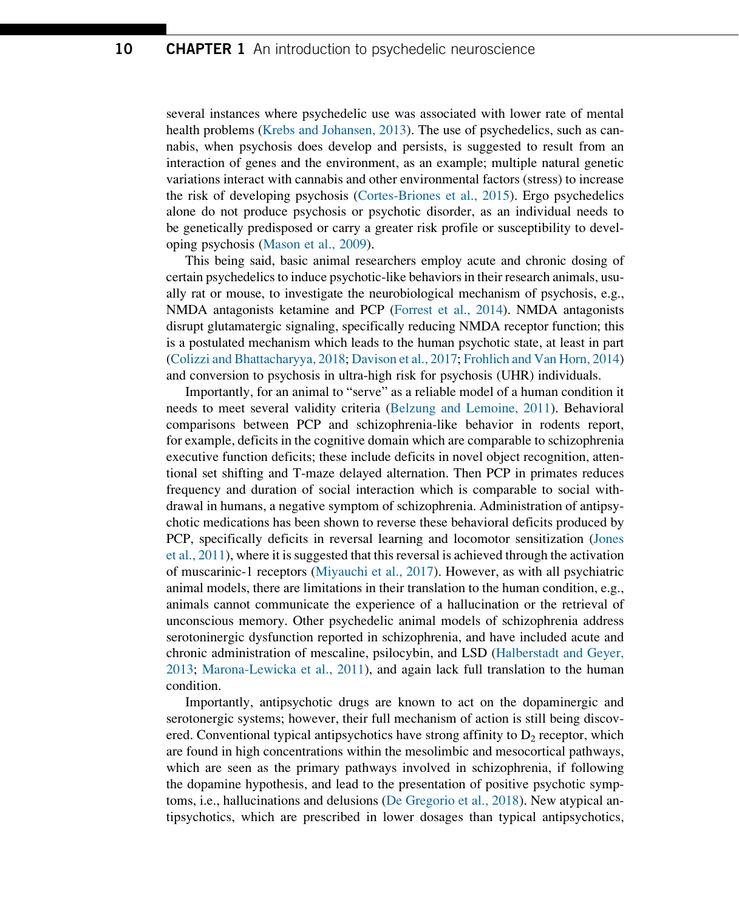several instances where psychedelic use was associated with lower rate of mental health problems (Krebs and Johansen, 2013). The use of psychedelics, such as cannabis, when psychosis does develop and persists, is suggested to result from an interaction of genes and the environment, as an example; multiple natural genetic variations interact with cannabis and other environmental factors (stress) to increase the risk of developing psychosis (Cortes-Briones et al., 2015). Ergo psychedelics alone do not produce psychosis or psychotic disorder, as an individual needs to be genetically predisposed or carry a greater risk profile or susceptibility to developing psychosis (Mason et al., 2009).

This being said, basic animal researchers employ acute and chronic dosing of certain psychedelics to induce psychotic-like behaviors in their research animals, usually rat or mouse, to investigate the neurobiological mechanism of psychosis, e.g., NMDA antagonists ketamine and PCP (Forrest et al., 2014). NMDA antagonists disrupt glutamatergic signaling, specifically reducing NMDA receptor function; this is a postulated mechanism which leads to the human psychotic state, at least in part (Colizzi and Bhattacharyya, 2018; Davison et al., 2017; Frohlich and Van Horn, 2014) and conversion to psychosis in ultra-high risk for psychosis (UHR) individuals.

Importantly, for an animal to "serve" as a reliable model of a human condition it needs to meet several validity criteria (Belzung and Lemoine, 2011). Behavioral comparisons between PCP and schizophrenia-like behavior in rodents report, for example, deficits in the cognitive domain which are comparable to schizophrenia executive function deficits; these include deficits in novel object recognition, attentional set shifting and T-maze delayed alternation. Then PCP in primates reduces frequency and duration of social interaction which is comparable to social withdrawal in humans, a negative symptom of schizophrenia. Administration of antipsychotic medications has been shown to reverse these behavioral deficits produced by PCP, specifically deficits in reversal learning and locomotor sensitization (Jones et al., 2011), where it is suggested that this reversal is achieved through the activation of muscarinic-1 receptors (Miyauchi et al., 2017). However, as with all psychiatric animal models, there are limitations in their translation to the human condition, e.g., animals cannot communicate the experience of a hallucination or the retrieval of unconscious memory. Other psychedelic animal models of schizophrenia address serotoninergic dysfunction reported in schizophrenia, and have included acute and chronic administration of mescaline, psilocybin, and LSD (Halberstadt and Geyer, 2013; Marona-Lewicka et al., 2011), and again lack full translation to the human condition.

Importantly, antipsychotic drugs are known to act on the dopaminergic and serotonergic systems; however, their full mechanism of action is still being discovered. Conventional typical antipsychotics have strong affinity to $D_2$ receptor, which are found in high concentrations within the mesolimbic and mesocortical pathways, which are seen as the primary pathways involved in schizophrenia, if following the dopamine hypothesis, and lead to the presentation of positive psychotic symptoms, i.e., hallucinations and delusions (De Gregorio et al., 2018). New atypical antipsychotics, which are prescribed in lower dosages than typical antipsychotics,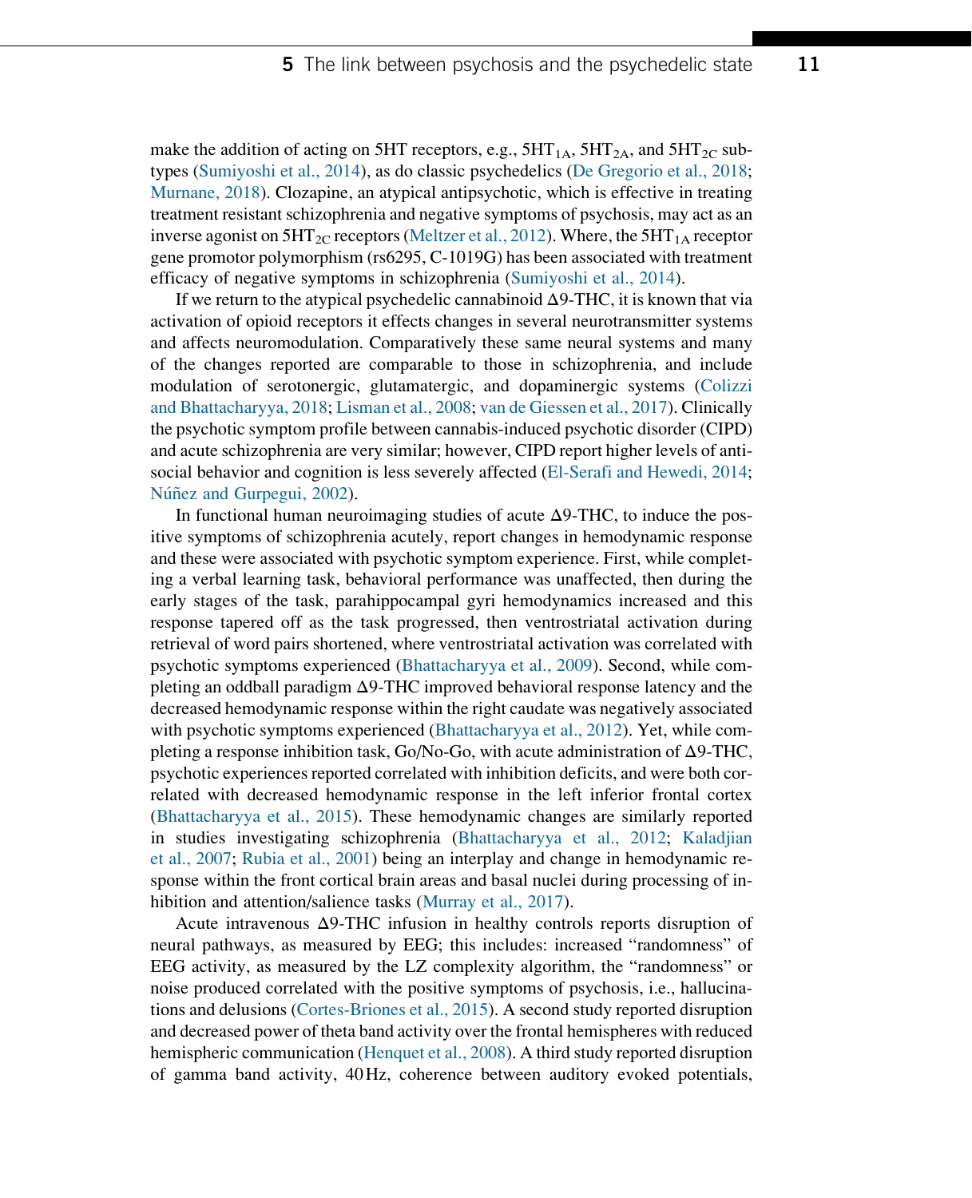make the addition of acting on 5HT receptors, e.g., $5HT_{1A}$, $5HT_{2A}$, and $5HT_{2C}$ subtypes (Sumiyoshi et al., 2014), as do classic psychedelics (De Gregorio et al., 2018; Murnane, 2018). Clozapine, an atypical antipsychotic, which is effective in treating treatment resistant schizophrenia and negative symptoms of psychosis, may act as an inverse agonist on $5HT_{2C}$ receptors (Meltzer et al., 2012). Where, the $5HT_{1A}$ receptor gene promotor polymorphism (rs6295, C-1019G) has been associated with treatment efficacy of negative symptoms in schizophrenia (Sumiyoshi et al., 2014).

If we return to the atypical psychedelic cannabinoid Δ9-THC, it is known that via activation of opioid receptors it effects changes in several neurotransmitter systems and affects neuromodulation. Comparatively these same neural systems and many of the changes reported are comparable to those in schizophrenia, and include modulation of serotonergic, glutamatergic, and dopaminergic systems (Colizzi and Bhattacharyya, 2018; Lisman et al., 2008; van de Giessen et al., 2017). Clinically the psychotic symptom profile between cannabis-induced psychotic disorder (CIPD) and acute schizophrenia are very similar; however, CIPD report higher levels of antisocial behavior and cognition is less severely affected (El-Serafi and Hewedi, 2014; Núñez and Gurpegui, 2002).

In functional human neuroimaging studies of acute Δ9-THC, to induce the positive symptoms of schizophrenia acutely, report changes in hemodynamic response and these were associated with psychotic symptom experience. First, while completing a verbal learning task, behavioral performance was unaffected, then during the early stages of the task, parahippocampal gyri hemodynamics increased and this response tapered off as the task progressed, then ventrostriatal activation during retrieval of word pairs shortened, where ventrostriatal activation was correlated with psychotic symptoms experienced (Bhattacharyya et al., 2009). Second, while completing an oddball paradigm Δ9-THC improved behavioral response latency and the decreased hemodynamic response within the right caudate was negatively associated with psychotic symptoms experienced (Bhattacharyya et al., 2012). Yet, while completing a response inhibition task, Go/No-Go, with acute administration of Δ9-THC, psychotic experiences reported correlated with inhibition deficits, and were both correlated with decreased hemodynamic response in the left inferior frontal cortex (Bhattacharyya et al., 2015). These hemodynamic changes are similarly reported in studies investigating schizophrenia (Bhattacharyya et al., 2012; Kaladjian et al., 2007; Rubia et al., 2001) being an interplay and change in hemodynamic response within the front cortical brain areas and basal nuclei during processing of inhibition and attention/salience tasks (Murray et al., 2017).

Acute intravenous Δ9-THC infusion in healthy controls reports disruption of neural pathways, as measured by EEG; this includes: increased "randomness" of EEG activity, as measured by the LZ complexity algorithm, the "randomness" or noise produced correlated with the positive symptoms of psychosis, i.e., hallucinations and delusions (Cortes-Briones et al., 2015). A second study reported disruption and decreased power of theta band activity over the frontal hemispheres with reduced hemispheric communication (Henquet et al., 2008). A third study reported disruption of gamma band activity, 40 Hz, coherence between auditory evoked potentials,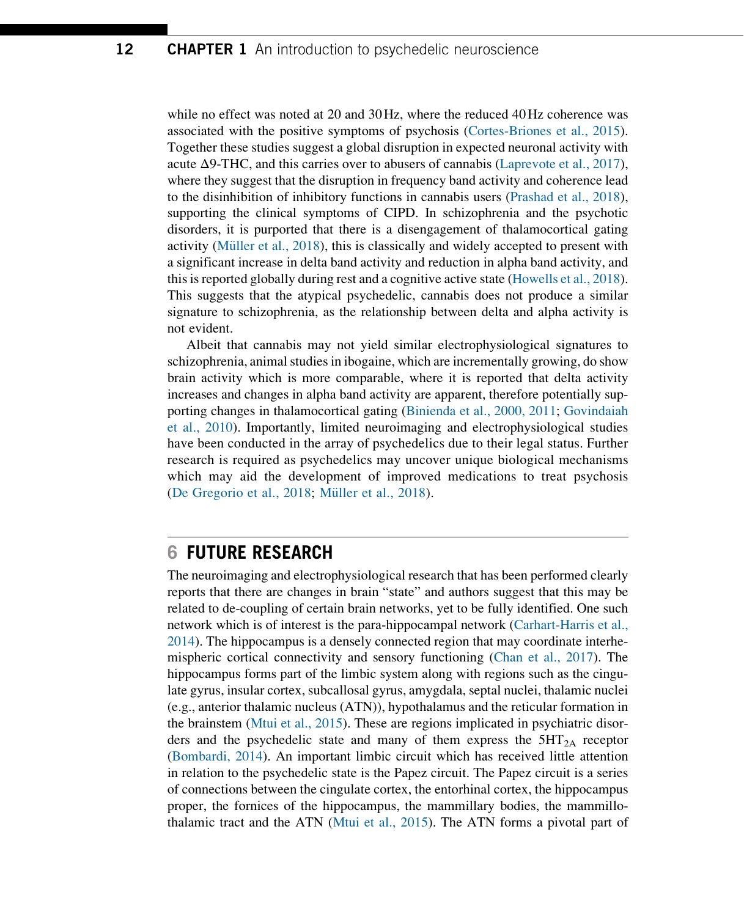while no effect was noted at 20 and 30 Hz, where the reduced 40 Hz coherence was associated with the positive symptoms of psychosis (Cortes-Briones et al., 2015). Together these studies suggest a global disruption in expected neuronal activity with acute Δ9-THC, and this carries over to abusers of cannabis (Laprevote et al., 2017), where they suggest that the disruption in frequency band activity and coherence lead to the disinhibition of inhibitory functions in cannabis users (Prashad et al., 2018), supporting the clinical symptoms of CIPD. In schizophrenia and the psychotic disorders, it is purported that there is a disengagement of thalamocortical gating activity (Müller et al., 2018), this is classically and widely accepted to present with a significant increase in delta band activity and reduction in alpha band activity, and this is reported globally during rest and a cognitive active state (Howells et al., 2018). This suggests that the atypical psychedelic, cannabis does not produce a similar signature to schizophrenia, as the relationship between delta and alpha activity is not evident.

Albeit that cannabis may not yield similar electrophysiological signatures to schizophrenia, animal studies in ibogaine, which are incrementally growing, do show brain activity which is more comparable, where it is reported that delta activity increases and changes in alpha band activity are apparent, therefore potentially supporting changes in thalamocortical gating (Binienda et al., 2000, 2011; Govindaiah et al., 2010). Importantly, limited neuroimaging and electrophysiological studies have been conducted in the array of psychedelics due to their legal status. Further research is required as psychedelics may uncover unique biological mechanisms which may aid the development of improved medications to treat psychosis (De Gregorio et al., 2018; Müller et al., 2018).

## 6 FUTURE RESEARCH

The neuroimaging and electrophysiological research that has been performed clearly reports that there are changes in brain "state" and authors suggest that this may be related to de-coupling of certain brain networks, yet to be fully identified. One such network which is of interest is the para-hippocampal network (Carhart-Harris et al., 2014). The hippocampus is a densely connected region that may coordinate interhemispheric cortical connectivity and sensory functioning (Chan et al., 2017). The hippocampus forms part of the limbic system along with regions such as the cingulate gyrus, insular cortex, subcallosal gyrus, amygdala, septal nuclei, thalamic nuclei (e.g., anterior thalamic nucleus (ATN)), hypothalamus and the reticular formation in the brainstem (Mtui et al., 2015). These are regions implicated in psychiatric disorders and the psychedelic state and many of them express the $5HT_{2A}$ receptor (Bombardi, 2014). An important limbic circuit which has received little attention in relation to the psychedelic state is the Papez circuit. The Papez circuit is a series of connections between the cingulate cortex, the entorhinal cortex, the hippocampus proper, the fornices of the hippocampus, the mammillary bodies, the mammillothalamic tract and the ATN (Mtui et al., 2015). The ATN forms a pivotal part of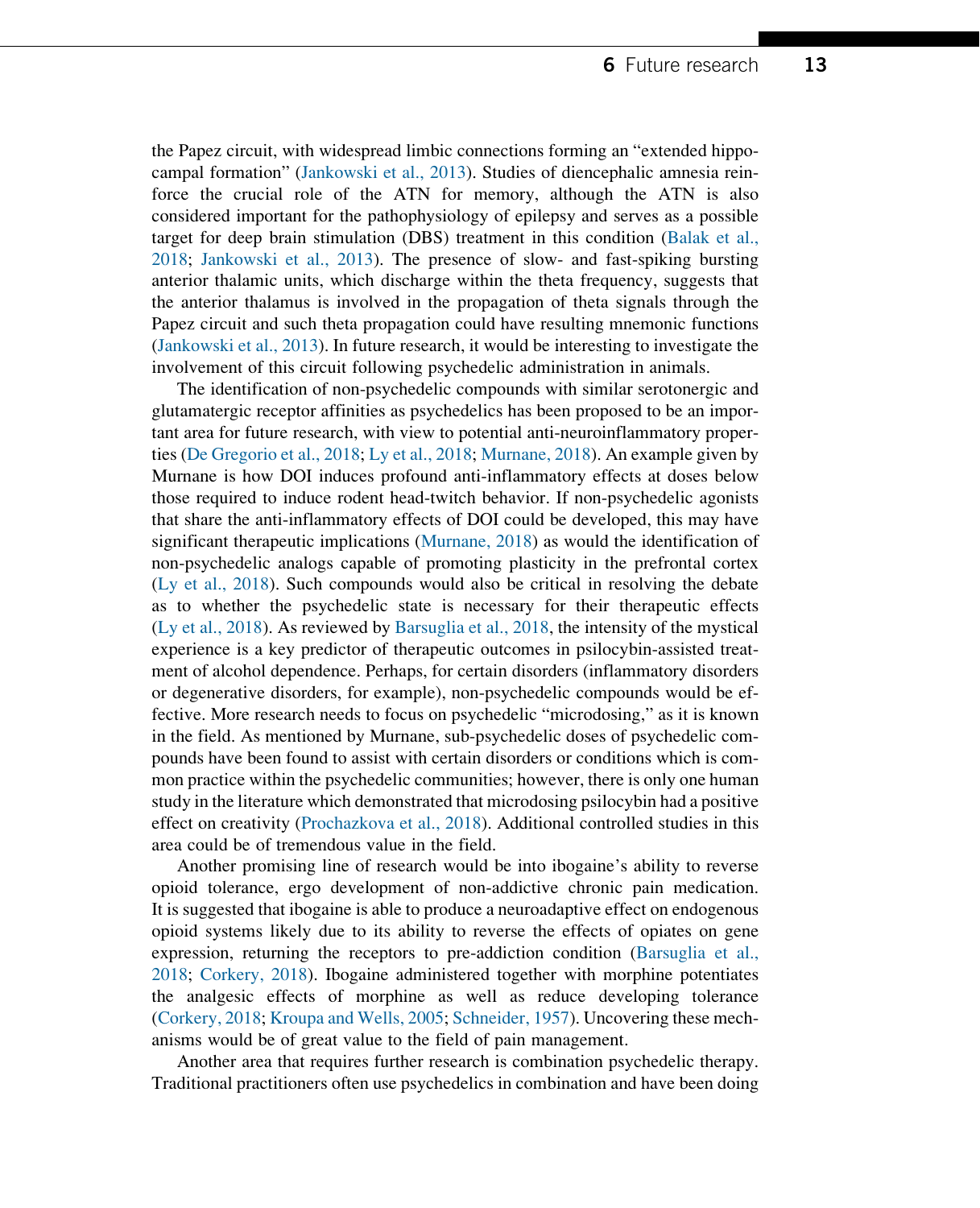the Papez circuit, with widespread limbic connections forming an "extended hippocampal formation" (Jankowski et al., 2013). Studies of diencephalic amnesia reinforce the crucial role of the ATN for memory, although the ATN is also considered important for the pathophysiology of epilepsy and serves as a possible target for deep brain stimulation (DBS) treatment in this condition (Balak et al., 2018; Jankowski et al., 2013). The presence of slow- and fast-spiking bursting anterior thalamic units, which discharge within the theta frequency, suggests that the anterior thalamus is involved in the propagation of theta signals through the Papez circuit and such theta propagation could have resulting mnemonic functions (Jankowski et al., 2013). In future research, it would be interesting to investigate the involvement of this circuit following psychedelic administration in animals.

The identification of non-psychedelic compounds with similar serotonergic and glutamatergic receptor affinities as psychedelics has been proposed to be an important area for future research, with view to potential anti-neuroinflammatory properties (De Gregorio et al., 2018; Ly et al., 2018; Murnane, 2018). An example given by Murnane is how DOI induces profound anti-inflammatory effects at doses below those required to induce rodent head-twitch behavior. If non-psychedelic agonists that share the anti-inflammatory effects of DOI could be developed, this may have significant therapeutic implications (Murnane, 2018) as would the identification of non-psychedelic analogs capable of promoting plasticity in the prefrontal cortex (Ly et al., 2018). Such compounds would also be critical in resolving the debate as to whether the psychedelic state is necessary for their therapeutic effects (Ly et al., 2018). As reviewed by Barsuglia et al., 2018, the intensity of the mystical experience is a key predictor of therapeutic outcomes in psilocybin-assisted treatment of alcohol dependence. Perhaps, for certain disorders (inflammatory disorders or degenerative disorders, for example), non-psychedelic compounds would be effective. More research needs to focus on psychedelic "microdosing," as it is known in the field. As mentioned by Murnane, sub-psychedelic doses of psychedelic compounds have been found to assist with certain disorders or conditions which is common practice within the psychedelic communities; however, there is only one human study in the literature which demonstrated that microdosing psilocybin had a positive effect on creativity (Prochazkova et al., 2018). Additional controlled studies in this area could be of tremendous value in the field.

Another promising line of research would be into ibogaine's ability to reverse opioid tolerance, ergo development of non-addictive chronic pain medication. It is suggested that ibogaine is able to produce a neuroadaptive effect on endogenous opioid systems likely due to its ability to reverse the effects of opiates on gene expression, returning the receptors to pre-addiction condition (Barsuglia et al., 2018; Corkery, 2018). Ibogaine administered together with morphine potentiates the analgesic effects of morphine as well as reduce developing tolerance (Corkery, 2018; Kroupa and Wells, 2005; Schneider, 1957). Uncovering these mechanisms would be of great value to the field of pain management.

Another area that requires further research is combination psychedelic therapy. Traditional practitioners often use psychedelics in combination and have been doing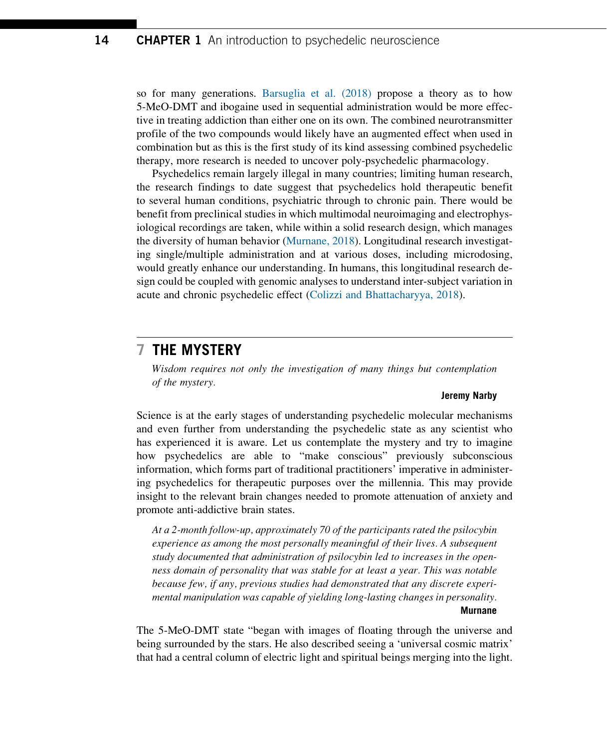so for many generations. Barsuglia et al. (2018) propose a theory as to how 5-MeO-DMT and ibogaine used in sequential administration would be more effective in treating addiction than either one on its own. The combined neurotransmitter profile of the two compounds would likely have an augmented effect when used in combination but as this is the first study of its kind assessing combined psychedelic therapy, more research is needed to uncover poly-psychedelic pharmacology.

Psychedelics remain largely illegal in many countries; limiting human research, the research findings to date suggest that psychedelics hold therapeutic benefit to several human conditions, psychiatric through to chronic pain. There would be benefit from preclinical studies in which multimodal neuroimaging and electrophysiological recordings are taken, while within a solid research design, which manages the diversity of human behavior (Murnane, 2018). Longitudinal research investigating single/multiple administration and at various doses, including microdosing, would greatly enhance our understanding. In humans, this longitudinal research design could be coupled with genomic analyses to understand inter-subject variation in acute and chronic psychedelic effect (Colizzi and Bhattacharyya, 2018).

## 7 THE MYSTERY

> *Wisdom requires not only the investigation of many things but contemplation of the mystery.*
>
> **Jeremy Narby**

Science is at the early stages of understanding psychedelic molecular mechanisms and even further from understanding the psychedelic state as any scientist who has experienced it is aware. Let us contemplate the mystery and try to imagine how psychedelics are able to "make conscious" previously subconscious information, which forms part of traditional practitioners' imperative in administering psychedelics for therapeutic purposes over the millennia. This may provide insight to the relevant brain changes needed to promote attenuation of anxiety and promote anti-addictive brain states.

> *At a 2-month follow-up, approximately 70 of the participants rated the psilocybin experience as among the most personally meaningful of their lives. A subsequent study documented that administration of psilocybin led to increases in the openness domain of personality that was stable for at least a year. This was notable because few, if any, previous studies had demonstrated that any discrete experimental manipulation was capable of yielding long-lasting changes in personality.*
>
> **Murnane**

The 5-MeO-DMT state "began with images of floating through the universe and being surrounded by the stars. He also described seeing a 'universal cosmic matrix' that had a central column of electric light and spiritual beings merging into the light.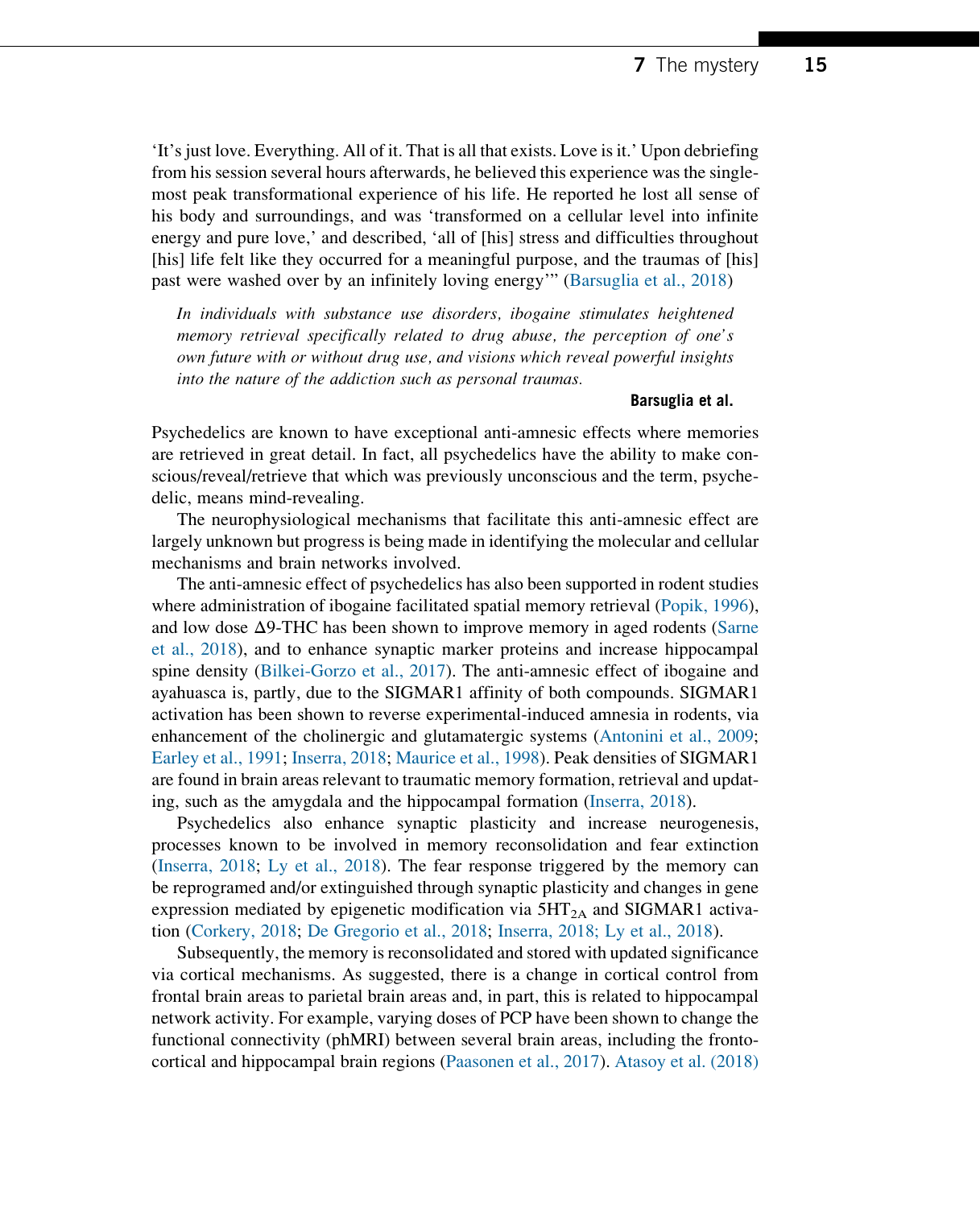'It's just love. Everything. All of it. That is all that exists. Love is it.' Upon debriefing from his session several hours afterwards, he believed this experience was the single-most peak transformational experience of his life. He reported he lost all sense of his body and surroundings, and was 'transformed on a cellular level into infinite energy and pure love,' and described, 'all of [his] stress and difficulties throughout [his] life felt like they occurred for a meaningful purpose, and the traumas of [his] past were washed over by an infinitely loving energy'" (Barsuglia et al., 2018)

> *In individuals with substance use disorders, ibogaine stimulates heightened memory retrieval specifically related to drug abuse, the perception of one's own future with or without drug use, and visions which reveal powerful insights into the nature of the addiction such as personal traumas.*
>
> **Barsuglia et al.**

Psychedelics are known to have exceptional anti-amnesic effects where memories are retrieved in great detail. In fact, all psychedelics have the ability to make conscious/reveal/retrieve that which was previously unconscious and the term, psychedelic, means mind-revealing.

The neurophysiological mechanisms that facilitate this anti-amnesic effect are largely unknown but progress is being made in identifying the molecular and cellular mechanisms and brain networks involved.

The anti-amnesic effect of psychedelics has also been supported in rodent studies where administration of ibogaine facilitated spatial memory retrieval (Popik, 1996), and low dose Δ9-THC has been shown to improve memory in aged rodents (Sarne et al., 2018), and to enhance synaptic marker proteins and increase hippocampal spine density (Bilkei-Gorzo et al., 2017). The anti-amnesic effect of ibogaine and ayahuasca is, partly, due to the SIGMAR1 affinity of both compounds. SIGMAR1 activation has been shown to reverse experimental-induced amnesia in rodents, via enhancement of the cholinergic and glutamatergic systems (Antonini et al., 2009; Earley et al., 1991; Inserra, 2018; Maurice et al., 1998). Peak densities of SIGMAR1 are found in brain areas relevant to traumatic memory formation, retrieval and updating, such as the amygdala and the hippocampal formation (Inserra, 2018).

Psychedelics also enhance synaptic plasticity and increase neurogenesis, processes known to be involved in memory reconsolidation and fear extinction (Inserra, 2018; Ly et al., 2018). The fear response triggered by the memory can be reprogramed and/or extinguished through synaptic plasticity and changes in gene expression mediated by epigenetic modification via $5HT_{2A}$ and SIGMAR1 activation (Corkery, 2018; De Gregorio et al., 2018; Inserra, 2018; Ly et al., 2018).

Subsequently, the memory is reconsolidated and stored with updated significance via cortical mechanisms. As suggested, there is a change in cortical control from frontal brain areas to parietal brain areas and, in part, this is related to hippocampal network activity. For example, varying doses of PCP have been shown to change the functional connectivity (phMRI) between several brain areas, including the fronto-cortical and hippocampal brain regions (Paasonen et al., 2017). Atasoy et al. (2018)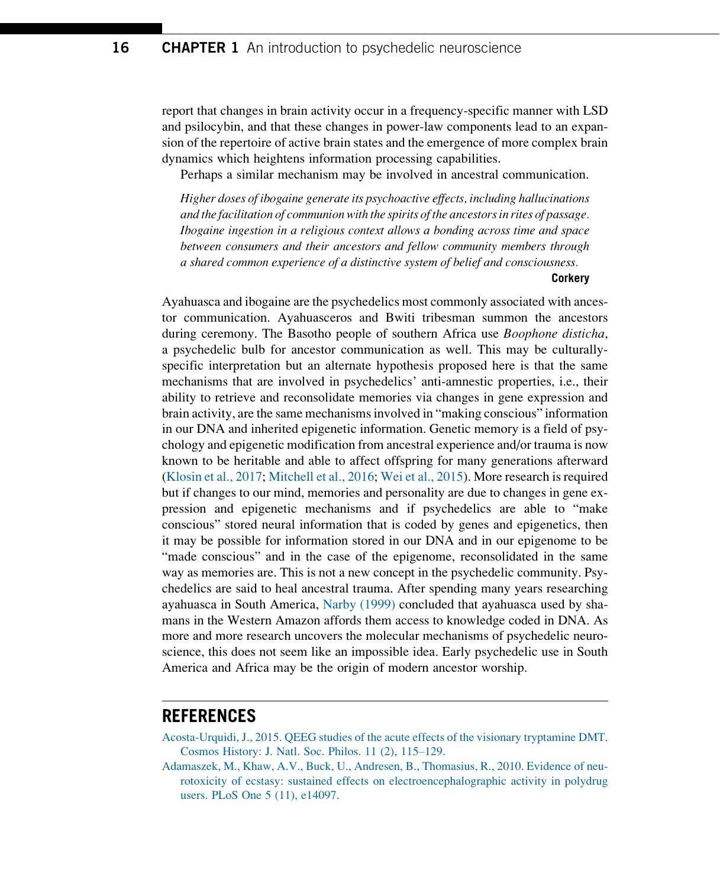report that changes in brain activity occur in a frequency-specific manner with LSD and psilocybin, and that these changes in power-law components lead to an expansion of the repertoire of active brain states and the emergence of more complex brain dynamics which heightens information processing capabilities.

Perhaps a similar mechanism may be involved in ancestral communication.

> *Higher doses of ibogaine generate its psychoactive effects, including hallucinations and the facilitation of communion with the spirits of the ancestors in rites of passage. Ibogaine ingestion in a religious context allows a bonding across time and space between consumers and their ancestors and fellow community members through a shared common experience of a distinctive system of belief and consciousness.*
>
> **Corkery**

Ayahuasca and ibogaine are the psychedelics most commonly associated with ancestor communication. Ayahuasceros and Bwiti tribesman summon the ancestors during ceremony. The Basotho people of southern Africa use *Boophone disticha*, a psychedelic bulb for ancestor communication as well. This may be culturally-specific interpretation but an alternate hypothesis proposed here is that the same mechanisms that are involved in psychedelics' anti-amnestic properties, i.e., their ability to retrieve and reconsolidate memories via changes in gene expression and brain activity, are the same mechanisms involved in "making conscious" information in our DNA and inherited epigenetic information. Genetic memory is a field of psychology and epigenetic modification from ancestral experience and/or trauma is now known to be heritable and able to affect offspring for many generations afterward (Klosin et al., 2017; Mitchell et al., 2016; Wei et al., 2015). More research is required but if changes to our mind, memories and personality are due to changes in gene expression and epigenetic mechanisms and if psychedelics are able to "make conscious" stored neural information that is coded by genes and epigenetics, then it may be possible for information stored in our DNA and in our epigenome to be "made conscious" and in the case of the epigenome, reconsolidated in the same way as memories are. This is not a new concept in the psychedelic community. Psychedelics are said to heal ancestral trauma. After spending many years researching ayahuasca in South America, Narby (1999) concluded that ayahuasca used by shamans in the Western Amazon affords them access to knowledge coded in DNA. As more and more research uncovers the molecular mechanisms of psychedelic neuroscience, this does not seem like an impossible idea. Early psychedelic use in South America and Africa may be the origin of modern ancestor worship.

## REFERENCES

Acosta-Urquidi, J., 2015. QEEG studies of the acute effects of the visionary tryptamine DMT. Cosmos History: J. Natl. Soc. Philos. 11 (2), 115–129.

Adamaszek, M., Khaw, A.V., Buck, U., Andresen, B., Thomasius, R., 2010. Evidence of neurotoxicity of ecstasy: sustained effects on electroencephalographic activity in polydrug users. PLoS One 5 (11), e14097.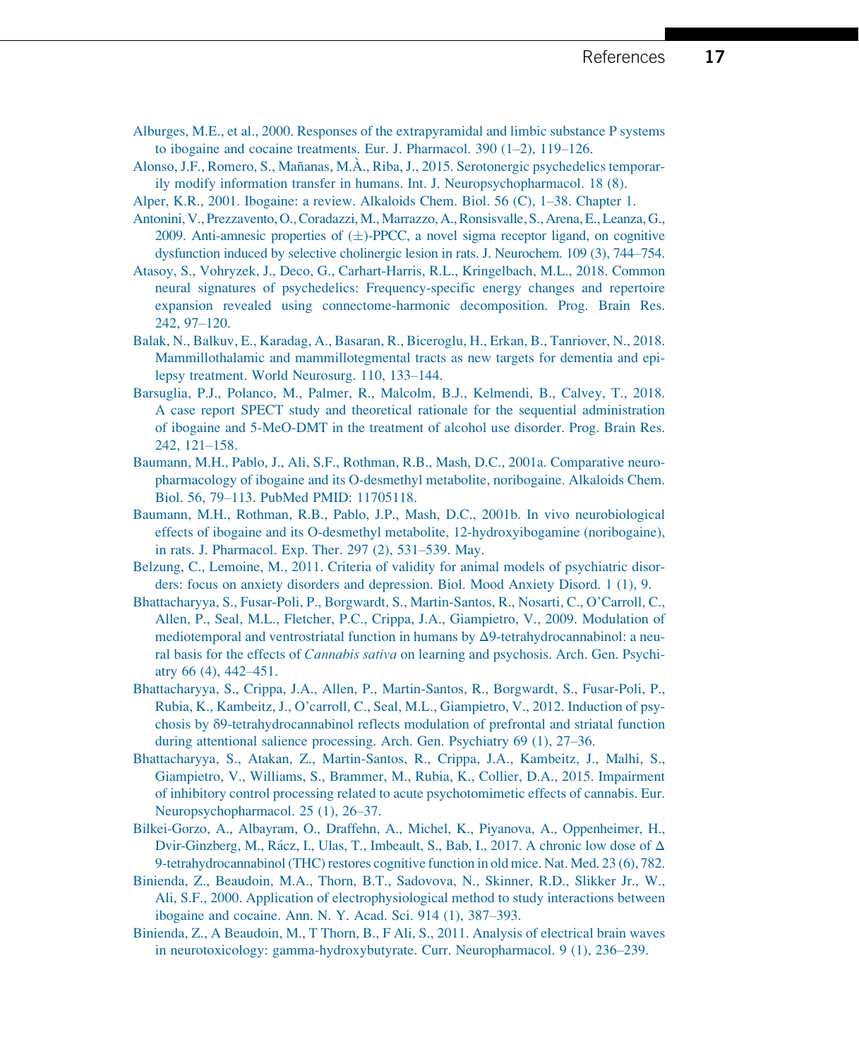Alburges, M.E., et al., 2000. Responses of the extrapyramidal and limbic substance P systems to ibogaine and cocaine treatments. Eur. J. Pharmacol. 390 (1–2), 119–126.

Alonso, J.F., Romero, S., Mañanas, M.À., Riba, J., 2015. Serotonergic psychedelics temporarily modify information transfer in humans. Int. J. Neuropsychopharmacol. 18 (8).

Alper, K.R., 2001. Ibogaine: a review. Alkaloids Chem. Biol. 56 (C), 1–38. Chapter 1.

Antonini, V., Prezzavento, O., Coradazzi, M., Marrazzo, A., Ronsisvalle, S., Arena, E., Leanza, G., 2009. Anti-amnesic properties of (±)-PPCC, a novel sigma receptor ligand, on cognitive dysfunction induced by selective cholinergic lesion in rats. J. Neurochem. 109 (3), 744–754.

Atasoy, S., Vohryzek, J., Deco, G., Carhart-Harris, R.L., Kringelbach, M.L., 2018. Common neural signatures of psychedelics: Frequency-specific energy changes and repertoire expansion revealed using connectome-harmonic decomposition. Prog. Brain Res. 242, 97–120.

Balak, N., Balkuv, E., Karadag, A., Basaran, R., Biceroglu, H., Erkan, B., Tanriover, N., 2018. Mammillothalamic and mammillotegmental tracts as new targets for dementia and epilepsy treatment. World Neurosurg. 110, 133–144.

Barsuglia, P.J., Polanco, M., Palmer, R., Malcolm, B.J., Kelmendi, B., Calvey, T., 2018. A case report SPECT study and theoretical rationale for the sequential administration of ibogaine and 5-MeO-DMT in the treatment of alcohol use disorder. Prog. Brain Res. 242, 121–158.

Baumann, M.H., Pablo, J., Ali, S.F., Rothman, R.B., Mash, D.C., 2001a. Comparative neuropharmacology of ibogaine and its O-desmethyl metabolite, noribogaine. Alkaloids Chem. Biol. 56, 79–113. PubMed PMID: 11705118.

Baumann, M.H., Rothman, R.B., Pablo, J.P., Mash, D.C., 2001b. In vivo neurobiological effects of ibogaine and its O-desmethyl metabolite, 12-hydroxyibogamine (noribogaine), in rats. J. Pharmacol. Exp. Ther. 297 (2), 531–539. May.

Belzung, C., Lemoine, M., 2011. Criteria of validity for animal models of psychiatric disorders: focus on anxiety disorders and depression. Biol. Mood Anxiety Disord. 1 (1), 9.

Bhattacharyya, S., Fusar-Poli, P., Borgwardt, S., Martin-Santos, R., Nosarti, C., O'Carroll, C., Allen, P., Seal, M.L., Fletcher, P.C., Crippa, J.A., Giampietro, V., 2009. Modulation of mediotemporal and ventrostriatal function in humans by Δ9-tetrahydrocannabinol: a neural basis for the effects of *Cannabis sativa* on learning and psychosis. Arch. Gen. Psychiatry 66 (4), 442–451.

Bhattacharyya, S., Crippa, J.A., Allen, P., Martin-Santos, R., Borgwardt, S., Fusar-Poli, P., Rubia, K., Kambeitz, J., O'carroll, C., Seal, M.L., Giampietro, V., 2012. Induction of psychosis by δ9-tetrahydrocannabinol reflects modulation of prefrontal and striatal function during attentional salience processing. Arch. Gen. Psychiatry 69 (1), 27–36.

Bhattacharyya, S., Atakan, Z., Martin-Santos, R., Crippa, J.A., Kambeitz, J., Malhi, S., Giampietro, V., Williams, S., Brammer, M., Rubia, K., Collier, D.A., 2015. Impairment of inhibitory control processing related to acute psychotomimetic effects of cannabis. Eur. Neuropsychopharmacol. 25 (1), 26–37.

Bilkei-Gorzo, A., Albayram, O., Draffehn, A., Michel, K., Piyanova, A., Oppenheimer, H., Dvir-Ginzberg, M., Rácz, I., Ulas, T., Imbeault, S., Bab, I., 2017. A chronic low dose of Δ 9-tetrahydrocannabinol (THC) restores cognitive function in old mice. Nat. Med. 23 (6), 782.

Binienda, Z., Beaudoin, M.A., Thorn, B.T., Sadovova, N., Skinner, R.D., Slikker Jr., W., Ali, S.F., 2000. Application of electrophysiological method to study interactions between ibogaine and cocaine. Ann. N. Y. Acad. Sci. 914 (1), 387–393.

Binienda, Z., A Beaudoin, M., T Thorn, B., F Ali, S., 2011. Analysis of electrical brain waves in neurotoxicology: gamma-hydroxybutyrate. Curr. Neuropharmacol. 9 (1), 236–239.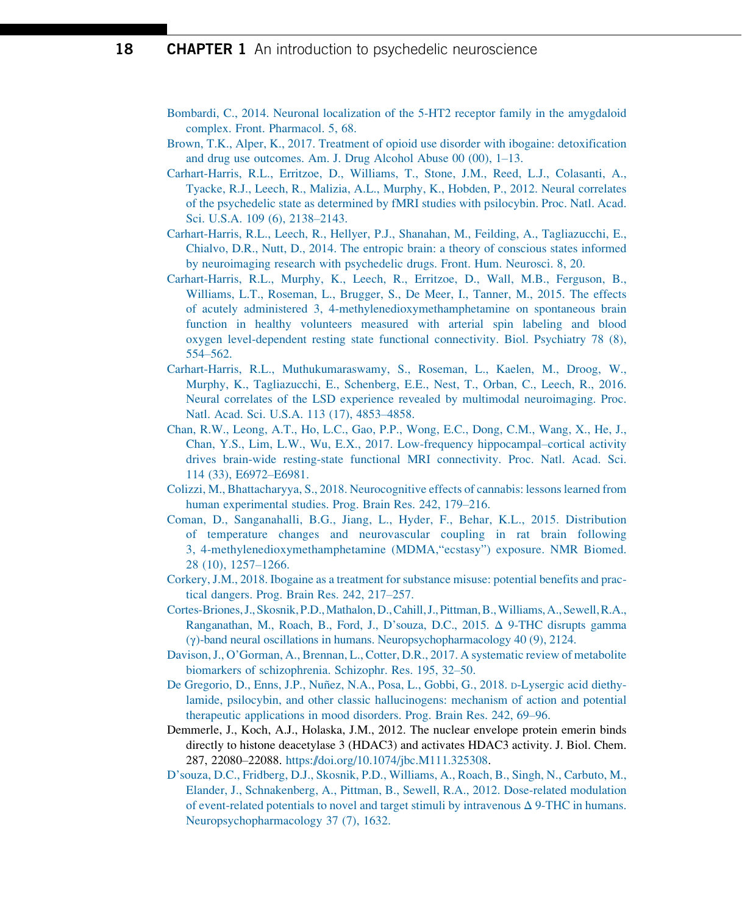Bombardi, C., 2014. Neuronal localization of the 5-HT2 receptor family in the amygdaloid complex. Front. Pharmacol. 5, 68.

Brown, T.K., Alper, K., 2017. Treatment of opioid use disorder with ibogaine: detoxification and drug use outcomes. Am. J. Drug Alcohol Abuse 00 (00), 1–13.

Carhart-Harris, R.L., Erritzoe, D., Williams, T., Stone, J.M., Reed, L.J., Colasanti, A., Tyacke, R.J., Leech, R., Malizia, A.L., Murphy, K., Hobden, P., 2012. Neural correlates of the psychedelic state as determined by fMRI studies with psilocybin. Proc. Natl. Acad. Sci. U.S.A. 109 (6), 2138–2143.

Carhart-Harris, R.L., Leech, R., Hellyer, P.J., Shanahan, M., Feilding, A., Tagliazucchi, E., Chialvo, D.R., Nutt, D., 2014. The entropic brain: a theory of conscious states informed by neuroimaging research with psychedelic drugs. Front. Hum. Neurosci. 8, 20.

Carhart-Harris, R.L., Murphy, K., Leech, R., Erritzoe, D., Wall, M.B., Ferguson, B., Williams, L.T., Roseman, L., Brugger, S., De Meer, I., Tanner, M., 2015. The effects of acutely administered 3, 4-methylenedioxymethamphetamine on spontaneous brain function in healthy volunteers measured with arterial spin labeling and blood oxygen level-dependent resting state functional connectivity. Biol. Psychiatry 78 (8), 554–562.

Carhart-Harris, R.L., Muthukumaraswamy, S., Roseman, L., Kaelen, M., Droog, W., Murphy, K., Tagliazucchi, E., Schenberg, E.E., Nest, T., Orban, C., Leech, R., 2016. Neural correlates of the LSD experience revealed by multimodal neuroimaging. Proc. Natl. Acad. Sci. U.S.A. 113 (17), 4853–4858.

Chan, R.W., Leong, A.T., Ho, L.C., Gao, P.P., Wong, E.C., Dong, C.M., Wang, X., He, J., Chan, Y.S., Lim, L.W., Wu, E.X., 2017. Low-frequency hippocampal–cortical activity drives brain-wide resting-state functional MRI connectivity. Proc. Natl. Acad. Sci. 114 (33), E6972–E6981.

Colizzi, M., Bhattacharyya, S., 2018. Neurocognitive effects of cannabis: lessons learned from human experimental studies. Prog. Brain Res. 242, 179–216.

Coman, D., Sanganahalli, B.G., Jiang, L., Hyder, F., Behar, K.L., 2015. Distribution of temperature changes and neurovascular coupling in rat brain following 3, 4-methylenedioxymethamphetamine (MDMA,"ecstasy") exposure. NMR Biomed. 28 (10), 1257–1266.

Corkery, J.M., 2018. Ibogaine as a treatment for substance misuse: potential benefits and practical dangers. Prog. Brain Res. 242, 217–257.

Cortes-Briones, J., Skosnik, P.D., Mathalon, D., Cahill, J., Pittman, B., Williams, A., Sewell, R.A., Ranganathan, M., Roach, B., Ford, J., D'souza, D.C., 2015. Δ 9-THC disrupts gamma (γ)-band neural oscillations in humans. Neuropsychopharmacology 40 (9), 2124.

Davison, J., O'Gorman, A., Brennan, L., Cotter, D.R., 2017. A systematic review of metabolite biomarkers of schizophrenia. Schizophr. Res. 195, 32–50.

De Gregorio, D., Enns, J.P., Nuñez, N.A., Posa, L., Gobbi, G., 2018. D-Lysergic acid diethylamide, psilocybin, and other classic hallucinogens: mechanism of action and potential therapeutic applications in mood disorders. Prog. Brain Res. 242, 69–96.

Demmerle, J., Koch, A.J., Holaska, J.M., 2012. The nuclear envelope protein emerin binds directly to histone deacetylase 3 (HDAC3) and activates HDAC3 activity. J. Biol. Chem. 287, 22080–22088. https://doi.org/10.1074/jbc.M111.325308.

D'souza, D.C., Fridberg, D.J., Skosnik, P.D., Williams, A., Roach, B., Singh, N., Carbuto, M., Elander, J., Schnakenberg, A., Pittman, B., Sewell, R.A., 2012. Dose-related modulation of event-related potentials to novel and target stimuli by intravenous Δ 9-THC in humans. Neuropsychopharmacology 37 (7), 1632.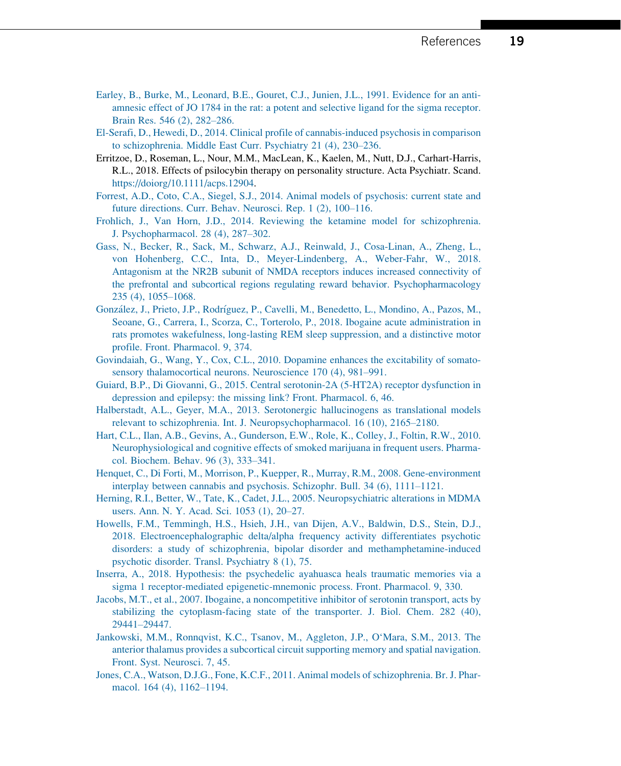Earley, B., Burke, M., Leonard, B.E., Gouret, C.J., Junien, J.L., 1991. Evidence for an anti-amnesic effect of JO 1784 in the rat: a potent and selective ligand for the sigma receptor. Brain Res. 546 (2), 282–286.

El-Serafi, D., Hewedi, D., 2014. Clinical profile of cannabis-induced psychosis in comparison to schizophrenia. Middle East Curr. Psychiatry 21 (4), 230–236.

Erritzoe, D., Roseman, L., Nour, M.M., MacLean, K., Kaelen, M., Nutt, D.J., Carhart-Harris, R.L., 2018. Effects of psilocybin therapy on personality structure. Acta Psychiatr. Scand. https://doiorg/10.1111/acps.12904.

Forrest, A.D., Coto, C.A., Siegel, S.J., 2014. Animal models of psychosis: current state and future directions. Curr. Behav. Neurosci. Rep. 1 (2), 100–116.

Frohlich, J., Van Horn, J.D., 2014. Reviewing the ketamine model for schizophrenia. J. Psychopharmacol. 28 (4), 287–302.

Gass, N., Becker, R., Sack, M., Schwarz, A.J., Reinwald, J., Cosa-Linan, A., Zheng, L., von Hohenberg, C.C., Inta, D., Meyer-Lindenberg, A., Weber-Fahr, W., 2018. Antagonism at the NR2B subunit of NMDA receptors induces increased connectivity of the prefrontal and subcortical regions regulating reward behavior. Psychopharmacology 235 (4), 1055–1068.

González, J., Prieto, J.P., Rodríguez, P., Cavelli, M., Benedetto, L., Mondino, A., Pazos, M., Seoane, G., Carrera, I., Scorza, C., Torterolo, P., 2018. Ibogaine acute administration in rats promotes wakefulness, long-lasting REM sleep suppression, and a distinctive motor profile. Front. Pharmacol. 9, 374.

Govindaiah, G., Wang, Y., Cox, C.L., 2010. Dopamine enhances the excitability of somatosensory thalamocortical neurons. Neuroscience 170 (4), 981–991.

Guiard, B.P., Di Giovanni, G., 2015. Central serotonin-2A (5-HT2A) receptor dysfunction in depression and epilepsy: the missing link? Front. Pharmacol. 6, 46.

Halberstadt, A.L., Geyer, M.A., 2013. Serotonergic hallucinogens as translational models relevant to schizophrenia. Int. J. Neuropsychopharmacol. 16 (10), 2165–2180.

Hart, C.L., Ilan, A.B., Gevins, A., Gunderson, E.W., Role, K., Colley, J., Foltin, R.W., 2010. Neurophysiological and cognitive effects of smoked marijuana in frequent users. Pharmacol. Biochem. Behav. 96 (3), 333–341.

Henquet, C., Di Forti, M., Morrison, P., Kuepper, R., Murray, R.M., 2008. Gene-environment interplay between cannabis and psychosis. Schizophr. Bull. 34 (6), 1111–1121.

Herning, R.I., Better, W., Tate, K., Cadet, J.L., 2005. Neuropsychiatric alterations in MDMA users. Ann. N. Y. Acad. Sci. 1053 (1), 20–27.

Howells, F.M., Temmingh, H.S., Hsieh, J.H., van Dijen, A.V., Baldwin, D.S., Stein, D.J., 2018. Electroencephalographic delta/alpha frequency activity differentiates psychotic disorders: a study of schizophrenia, bipolar disorder and methamphetamine-induced psychotic disorder. Transl. Psychiatry 8 (1), 75.

Inserra, A., 2018. Hypothesis: the psychedelic ayahuasca heals traumatic memories via a sigma 1 receptor-mediated epigenetic-mnemonic process. Front. Pharmacol. 9, 330.

Jacobs, M.T., et al., 2007. Ibogaine, a noncompetitive inhibitor of serotonin transport, acts by stabilizing the cytoplasm-facing state of the transporter. J. Biol. Chem. 282 (40), 29441–29447.

Jankowski, M.M., Ronnqvist, K.C., Tsanov, M., Aggleton, J.P., O'Mara, S.M., 2013. The anterior thalamus provides a subcortical circuit supporting memory and spatial navigation. Front. Syst. Neurosci. 7, 45.

Jones, C.A., Watson, D.J.G., Fone, K.C.F., 2011. Animal models of schizophrenia. Br. J. Pharmacol. 164 (4), 1162–1194.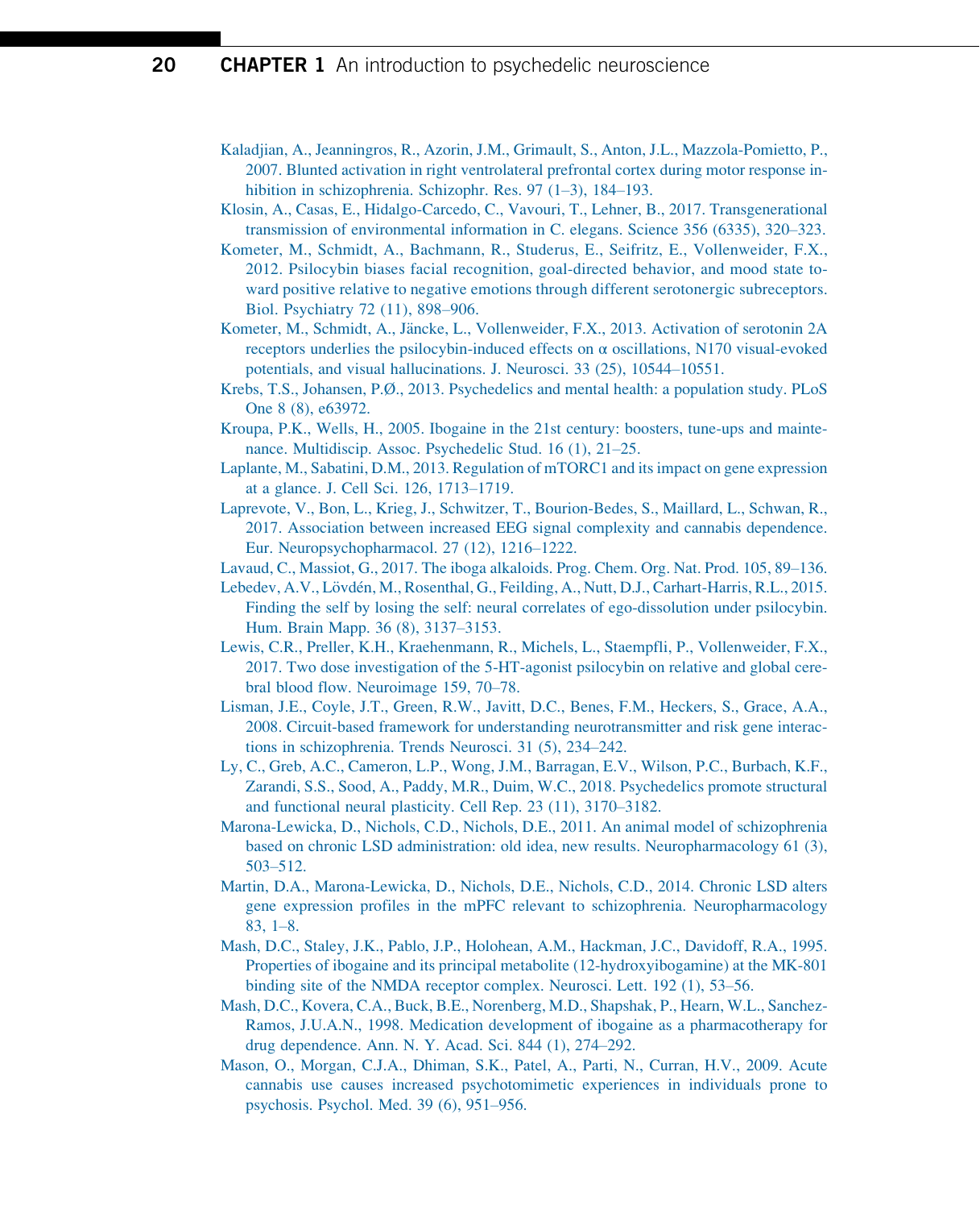Kaladjian, A., Jeanningros, R., Azorin, J.M., Grimault, S., Anton, J.L., Mazzola-Pomietto, P., 2007. Blunted activation in right ventrolateral prefrontal cortex during motor response inhibition in schizophrenia. Schizophr. Res. 97 (1–3), 184–193.

Klosin, A., Casas, E., Hidalgo-Carcedo, C., Vavouri, T., Lehner, B., 2017. Transgenerational transmission of environmental information in C. elegans. Science 356 (6335), 320–323.

Kometer, M., Schmidt, A., Bachmann, R., Studerus, E., Seifritz, E., Vollenweider, F.X., 2012. Psilocybin biases facial recognition, goal-directed behavior, and mood state toward positive relative to negative emotions through different serotonergic subreceptors. Biol. Psychiatry 72 (11), 898–906.

Kometer, M., Schmidt, A., Jäncke, L., Vollenweider, F.X., 2013. Activation of serotonin 2A receptors underlies the psilocybin-induced effects on α oscillations, N170 visual-evoked potentials, and visual hallucinations. J. Neurosci. 33 (25), 10544–10551.

Krebs, T.S., Johansen, P.Ø., 2013. Psychedelics and mental health: a population study. PLoS One 8 (8), e63972.

Kroupa, P.K., Wells, H., 2005. Ibogaine in the 21st century: boosters, tune-ups and maintenance. Multidiscip. Assoc. Psychedelic Stud. 16 (1), 21–25.

Laplante, M., Sabatini, D.M., 2013. Regulation of mTORC1 and its impact on gene expression at a glance. J. Cell Sci. 126, 1713–1719.

Laprevote, V., Bon, L., Krieg, J., Schwitzer, T., Bourion-Bedes, S., Maillard, L., Schwan, R., 2017. Association between increased EEG signal complexity and cannabis dependence. Eur. Neuropsychopharmacol. 27 (12), 1216–1222.

Lavaud, C., Massiot, G., 2017. The iboga alkaloids. Prog. Chem. Org. Nat. Prod. 105, 89–136.

Lebedev, A.V., Lövdén, M., Rosenthal, G., Feilding, A., Nutt, D.J., Carhart-Harris, R.L., 2015. Finding the self by losing the self: neural correlates of ego-dissolution under psilocybin. Hum. Brain Mapp. 36 (8), 3137–3153.

Lewis, C.R., Preller, K.H., Kraehenmann, R., Michels, L., Staempfli, P., Vollenweider, F.X., 2017. Two dose investigation of the 5-HT-agonist psilocybin on relative and global cerebral blood flow. Neuroimage 159, 70–78.

Lisman, J.E., Coyle, J.T., Green, R.W., Javitt, D.C., Benes, F.M., Heckers, S., Grace, A.A., 2008. Circuit-based framework for understanding neurotransmitter and risk gene interactions in schizophrenia. Trends Neurosci. 31 (5), 234–242.

Ly, C., Greb, A.C., Cameron, L.P., Wong, J.M., Barragan, E.V., Wilson, P.C., Burbach, K.F., Zarandi, S.S., Sood, A., Paddy, M.R., Duim, W.C., 2018. Psychedelics promote structural and functional neural plasticity. Cell Rep. 23 (11), 3170–3182.

Marona-Lewicka, D., Nichols, C.D., Nichols, D.E., 2011. An animal model of schizophrenia based on chronic LSD administration: old idea, new results. Neuropharmacology 61 (3), 503–512.

Martin, D.A., Marona-Lewicka, D., Nichols, D.E., Nichols, C.D., 2014. Chronic LSD alters gene expression profiles in the mPFC relevant to schizophrenia. Neuropharmacology 83, 1–8.

Mash, D.C., Staley, J.K., Pablo, J.P., Holohean, A.M., Hackman, J.C., Davidoff, R.A., 1995. Properties of ibogaine and its principal metabolite (12-hydroxyibogamine) at the MK-801 binding site of the NMDA receptor complex. Neurosci. Lett. 192 (1), 53–56.

Mash, D.C., Kovera, C.A., Buck, B.E., Norenberg, M.D., Shapshak, P., Hearn, W.L., Sanchez-Ramos, J.U.A.N., 1998. Medication development of ibogaine as a pharmacotherapy for drug dependence. Ann. N. Y. Acad. Sci. 844 (1), 274–292.

Mason, O., Morgan, C.J.A., Dhiman, S.K., Patel, A., Parti, N., Curran, H.V., 2009. Acute cannabis use causes increased psychotomimetic experiences in individuals prone to psychosis. Psychol. Med. 39 (6), 951–956.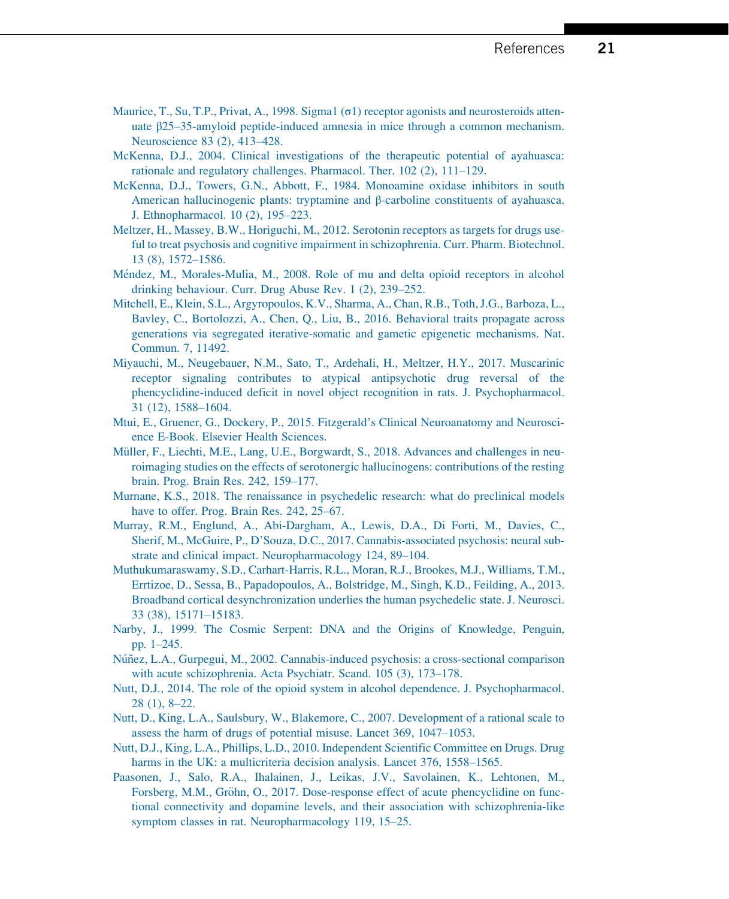Maurice, T., Su, T.P., Privat, A., 1998. Sigma1 (σ1) receptor agonists and neurosteroids attenuate β25–35-amyloid peptide-induced amnesia in mice through a common mechanism. Neuroscience 83 (2), 413–428.

McKenna, D.J., 2004. Clinical investigations of the therapeutic potential of ayahuasca: rationale and regulatory challenges. Pharmacol. Ther. 102 (2), 111–129.

McKenna, D.J., Towers, G.N., Abbott, F., 1984. Monoamine oxidase inhibitors in south American hallucinogenic plants: tryptamine and β-carboline constituents of ayahuasca. J. Ethnopharmacol. 10 (2), 195–223.

Meltzer, H., Massey, B.W., Horiguchi, M., 2012. Serotonin receptors as targets for drugs useful to treat psychosis and cognitive impairment in schizophrenia. Curr. Pharm. Biotechnol. 13 (8), 1572–1586.

Méndez, M., Morales-Mulia, M., 2008. Role of mu and delta opioid receptors in alcohol drinking behaviour. Curr. Drug Abuse Rev. 1 (2), 239–252.

Mitchell, E., Klein, S.L., Argyropoulos, K.V., Sharma, A., Chan, R.B., Toth, J.G., Barboza, L., Bavley, C., Bortolozzi, A., Chen, Q., Liu, B., 2016. Behavioral traits propagate across generations via segregated iterative-somatic and gametic epigenetic mechanisms. Nat. Commun. 7, 11492.

Miyauchi, M., Neugebauer, N.M., Sato, T., Ardehali, H., Meltzer, H.Y., 2017. Muscarinic receptor signaling contributes to atypical antipsychotic drug reversal of the phencyclidine-induced deficit in novel object recognition in rats. J. Psychopharmacol. 31 (12), 1588–1604.

Mtui, E., Gruener, G., Dockery, P., 2015. Fitzgerald's Clinical Neuroanatomy and Neuroscience E-Book. Elsevier Health Sciences.

Müller, F., Liechti, M.E., Lang, U.E., Borgwardt, S., 2018. Advances and challenges in neuroimaging studies on the effects of serotonergic hallucinogens: contributions of the resting brain. Prog. Brain Res. 242, 159–177.

Murnane, K.S., 2018. The renaissance in psychedelic research: what do preclinical models have to offer. Prog. Brain Res. 242, 25–67.

Murray, R.M., Englund, A., Abi-Dargham, A., Lewis, D.A., Di Forti, M., Davies, C., Sherif, M., McGuire, P., D'Souza, D.C., 2017. Cannabis-associated psychosis: neural substrate and clinical impact. Neuropharmacology 124, 89–104.

Muthukumaraswamy, S.D., Carhart-Harris, R.L., Moran, R.J., Brookes, M.J., Williams, T.M., Errtizoe, D., Sessa, B., Papadopoulos, A., Bolstridge, M., Singh, K.D., Feilding, A., 2013. Broadband cortical desynchronization underlies the human psychedelic state. J. Neurosci. 33 (38), 15171–15183.

Narby, J., 1999. The Cosmic Serpent: DNA and the Origins of Knowledge, Penguin, pp. 1–245.

Núñez, L.A., Gurpegui, M., 2002. Cannabis-induced psychosis: a cross-sectional comparison with acute schizophrenia. Acta Psychiatr. Scand. 105 (3), 173–178.

Nutt, D.J., 2014. The role of the opioid system in alcohol dependence. J. Psychopharmacol. 28 (1), 8–22.

Nutt, D., King, L.A., Saulsbury, W., Blakemore, C., 2007. Development of a rational scale to assess the harm of drugs of potential misuse. Lancet 369, 1047–1053.

Nutt, D.J., King, L.A., Phillips, L.D., 2010. Independent Scientific Committee on Drugs. Drug harms in the UK: a multicriteria decision analysis. Lancet 376, 1558–1565.

Paasonen, J., Salo, R.A., Ihalainen, J., Leikas, J.V., Savolainen, K., Lehtonen, M., Forsberg, M.M., Gröhn, O., 2017. Dose-response effect of acute phencyclidine on functional connectivity and dopamine levels, and their association with schizophrenia-like symptom classes in rat. Neuropharmacology 119, 15–25.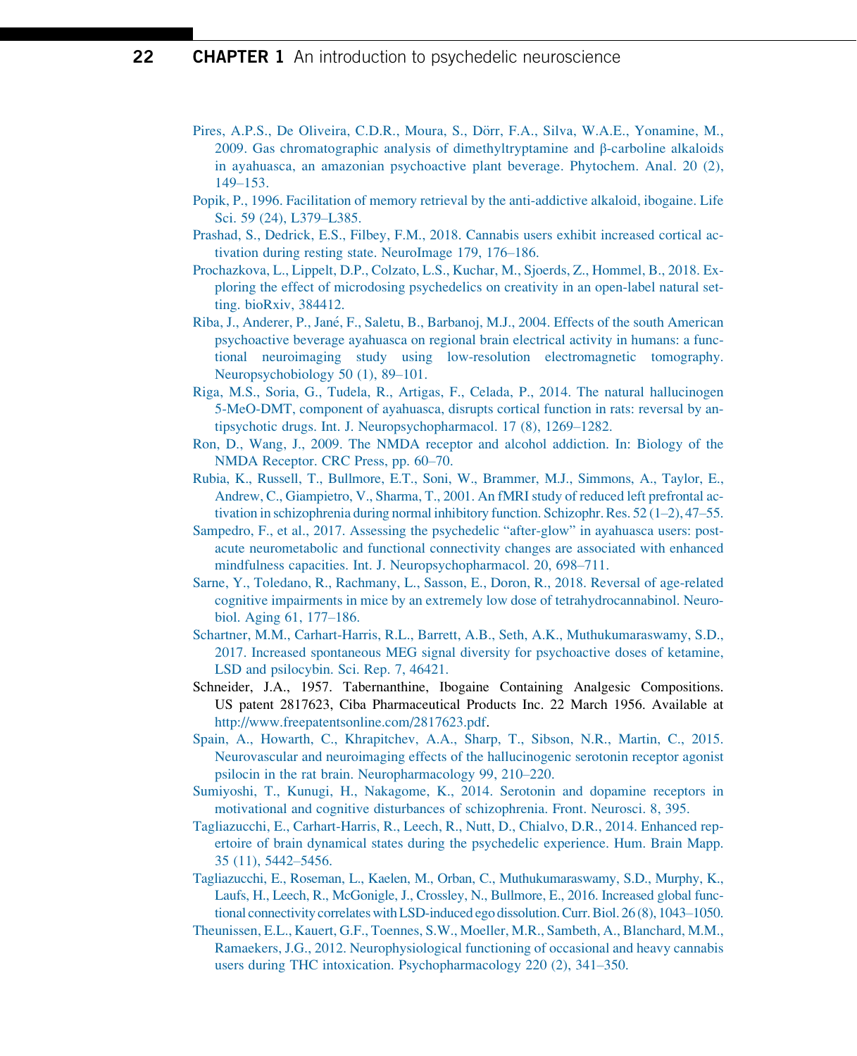Pires, A.P.S., De Oliveira, C.D.R., Moura, S., Dörr, F.A., Silva, W.A.E., Yonamine, M., 2009. Gas chromatographic analysis of dimethyltryptamine and β-carboline alkaloids in ayahuasca, an amazonian psychoactive plant beverage. Phytochem. Anal. 20 (2), 149–153.

Popik, P., 1996. Facilitation of memory retrieval by the anti-addictive alkaloid, ibogaine. Life Sci. 59 (24), L379–L385.

Prashad, S., Dedrick, E.S., Filbey, F.M., 2018. Cannabis users exhibit increased cortical activation during resting state. NeuroImage 179, 176–186.

Prochazkova, L., Lippelt, D.P., Colzato, L.S., Kuchar, M., Sjoerds, Z., Hommel, B., 2018. Exploring the effect of microdosing psychedelics on creativity in an open-label natural setting. bioRxiv, 384412.

Riba, J., Anderer, P., Jané, F., Saletu, B., Barbanoj, M.J., 2004. Effects of the south American psychoactive beverage ayahuasca on regional brain electrical activity in humans: a functional neuroimaging study using low-resolution electromagnetic tomography. Neuropsychobiology 50 (1), 89–101.

Riga, M.S., Soria, G., Tudela, R., Artigas, F., Celada, P., 2014. The natural hallucinogen 5-MeO-DMT, component of ayahuasca, disrupts cortical function in rats: reversal by antipsychotic drugs. Int. J. Neuropsychopharmacol. 17 (8), 1269–1282.

Ron, D., Wang, J., 2009. The NMDA receptor and alcohol addiction. In: Biology of the NMDA Receptor. CRC Press, pp. 60–70.

Rubia, K., Russell, T., Bullmore, E.T., Soni, W., Brammer, M.J., Simmons, A., Taylor, E., Andrew, C., Giampietro, V., Sharma, T., 2001. An fMRI study of reduced left prefrontal activation in schizophrenia during normal inhibitory function. Schizophr. Res. 52 (1–2), 47–55.

Sampedro, F., et al., 2017. Assessing the psychedelic "after-glow" in ayahuasca users: post-acute neurometabolic and functional connectivity changes are associated with enhanced mindfulness capacities. Int. J. Neuropsychopharmacol. 20, 698–711.

Sarne, Y., Toledano, R., Rachmany, L., Sasson, E., Doron, R., 2018. Reversal of age-related cognitive impairments in mice by an extremely low dose of tetrahydrocannabinol. Neurobiol. Aging 61, 177–186.

Schartner, M.M., Carhart-Harris, R.L., Barrett, A.B., Seth, A.K., Muthukumaraswamy, S.D., 2017. Increased spontaneous MEG signal diversity for psychoactive doses of ketamine, LSD and psilocybin. Sci. Rep. 7, 46421.

Schneider, J.A., 1957. Tabernanthine, Ibogaine Containing Analgesic Compositions. US patent 2817623, Ciba Pharmaceutical Products Inc. 22 March 1956. Available at http://www.freepatentsonline.com/2817623.pdf.

Spain, A., Howarth, C., Khrapitchev, A.A., Sharp, T., Sibson, N.R., Martin, C., 2015. Neurovascular and neuroimaging effects of the hallucinogenic serotonin receptor agonist psilocin in the rat brain. Neuropharmacology 99, 210–220.

Sumiyoshi, T., Kunugi, H., Nakagome, K., 2014. Serotonin and dopamine receptors in motivational and cognitive disturbances of schizophrenia. Front. Neurosci. 8, 395.

Tagliazucchi, E., Carhart-Harris, R., Leech, R., Nutt, D., Chialvo, D.R., 2014. Enhanced repertoire of brain dynamical states during the psychedelic experience. Hum. Brain Mapp. 35 (11), 5442–5456.

Tagliazucchi, E., Roseman, L., Kaelen, M., Orban, C., Muthukumaraswamy, S.D., Murphy, K., Laufs, H., Leech, R., McGonigle, J., Crossley, N., Bullmore, E., 2016. Increased global functional connectivity correlates with LSD-induced ego dissolution. Curr. Biol. 26 (8), 1043–1050.

Theunissen, E.L., Kauert, G.F., Toennes, S.W., Moeller, M.R., Sambeth, A., Blanchard, M.M., Ramaekers, J.G., 2012. Neurophysiological functioning of occasional and heavy cannabis users during THC intoxication. Psychopharmacology 220 (2), 341–350.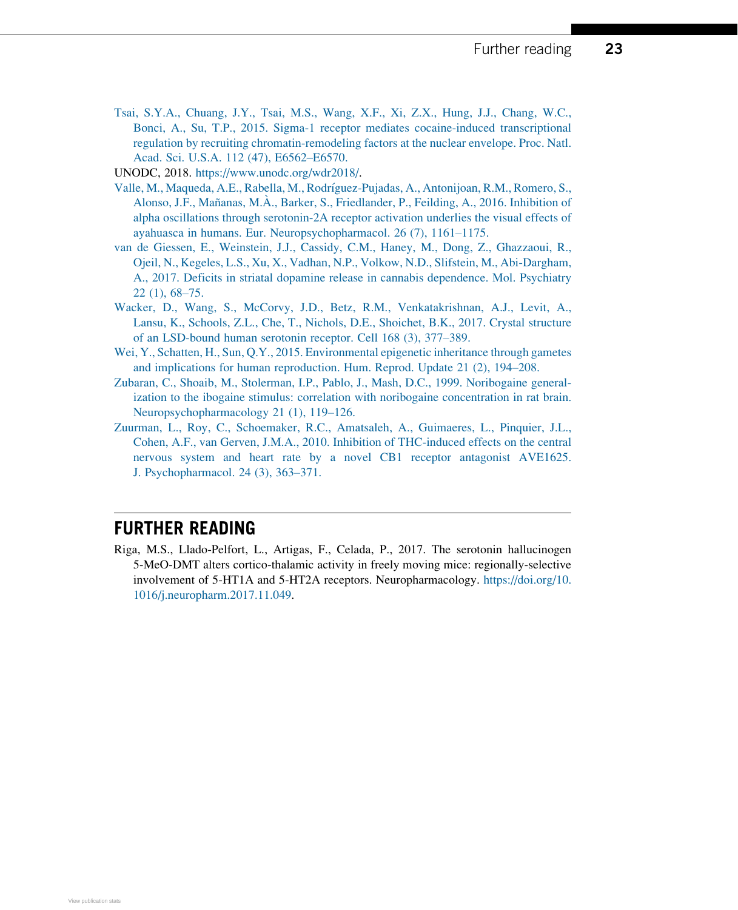Tsai, S.Y.A., Chuang, J.Y., Tsai, M.S., Wang, X.F., Xi, Z.X., Hung, J.J., Chang, W.C., Bonci, A., Su, T.P., 2015. Sigma-1 receptor mediates cocaine-induced transcriptional regulation by recruiting chromatin-remodeling factors at the nuclear envelope. Proc. Natl. Acad. Sci. U.S.A. 112 (47), E6562–E6570.

UNODC, 2018. https://www.unodc.org/wdr2018/.

Valle, M., Maqueda, A.E., Rabella, M., Rodríguez-Pujadas, A., Antonijoan, R.M., Romero, S., Alonso, J.F., Mañanas, M.À., Barker, S., Friedlander, P., Feilding, A., 2016. Inhibition of alpha oscillations through serotonin-2A receptor activation underlies the visual effects of ayahuasca in humans. Eur. Neuropsychopharmacol. 26 (7), 1161–1175.

van de Giessen, E., Weinstein, J.J., Cassidy, C.M., Haney, M., Dong, Z., Ghazzaoui, R., Ojeil, N., Kegeles, L.S., Xu, X., Vadhan, N.P., Volkow, N.D., Slifstein, M., Abi-Dargham, A., 2017. Deficits in striatal dopamine release in cannabis dependence. Mol. Psychiatry 22 (1), 68–75.

Wacker, D., Wang, S., McCorvy, J.D., Betz, R.M., Venkatakrishnan, A.J., Levit, A., Lansu, K., Schools, Z.L., Che, T., Nichols, D.E., Shoichet, B.K., 2017. Crystal structure of an LSD-bound human serotonin receptor. Cell 168 (3), 377–389.

Wei, Y., Schatten, H., Sun, Q.Y., 2015. Environmental epigenetic inheritance through gametes and implications for human reproduction. Hum. Reprod. Update 21 (2), 194–208.

Zubaran, C., Shoaib, M., Stolerman, I.P., Pablo, J., Mash, D.C., 1999. Noribogaine generalization to the ibogaine stimulus: correlation with noribogaine concentration in rat brain. Neuropsychopharmacology 21 (1), 119–126.

Zuurman, L., Roy, C., Schoemaker, R.C., Amatsaleh, A., Guimaeres, L., Pinquier, J.L., Cohen, A.F., van Gerven, J.M.A., 2010. Inhibition of THC-induced effects on the central nervous system and heart rate by a novel CB1 receptor antagonist AVE1625. J. Psychopharmacol. 24 (3), 363–371.

## FURTHER READING

Riga, M.S., Llado-Pelfort, L., Artigas, F., Celada, P., 2017. The serotonin hallucinogen 5-MeO-DMT alters cortico-thalamic activity in freely moving mice: regionally-selective involvement of 5-HT1A and 5-HT2A receptors. Neuropharmacology. https://doi.org/10.1016/j.neuropharm.2017.11.049.